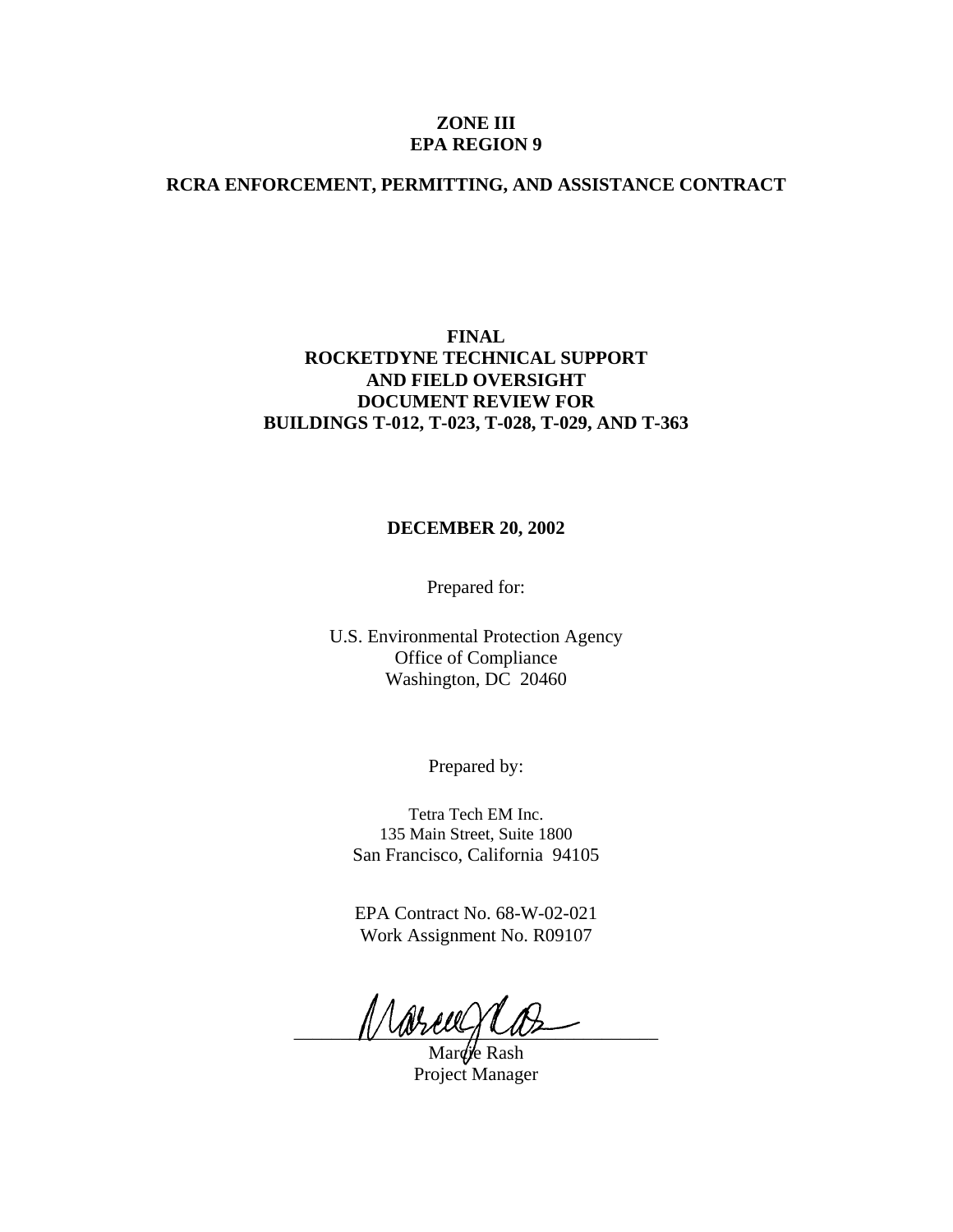**ZONE III**
**EPA REGION 9**

**RCRA ENFORCEMENT, PERMITTING, AND ASSISTANCE CONTRACT**

# FINAL
# ROCKETDYNE TECHNICAL SUPPORT AND FIELD OVERSIGHT DOCUMENT REVIEW FOR BUILDINGS T-012, T-023, T-028, T-029, AND T-363

**DECEMBER 20, 2002**

Prepared for:

U.S. Environmental Protection Agency
Office of Compliance
Washington, DC 20460

Prepared by:

Tetra Tech EM Inc.
135 Main Street, Suite 1800
San Francisco, California 94105

EPA Contract No. 68-W-02-021
Work Assignment No. R09107

Marcie Rash
Project Manager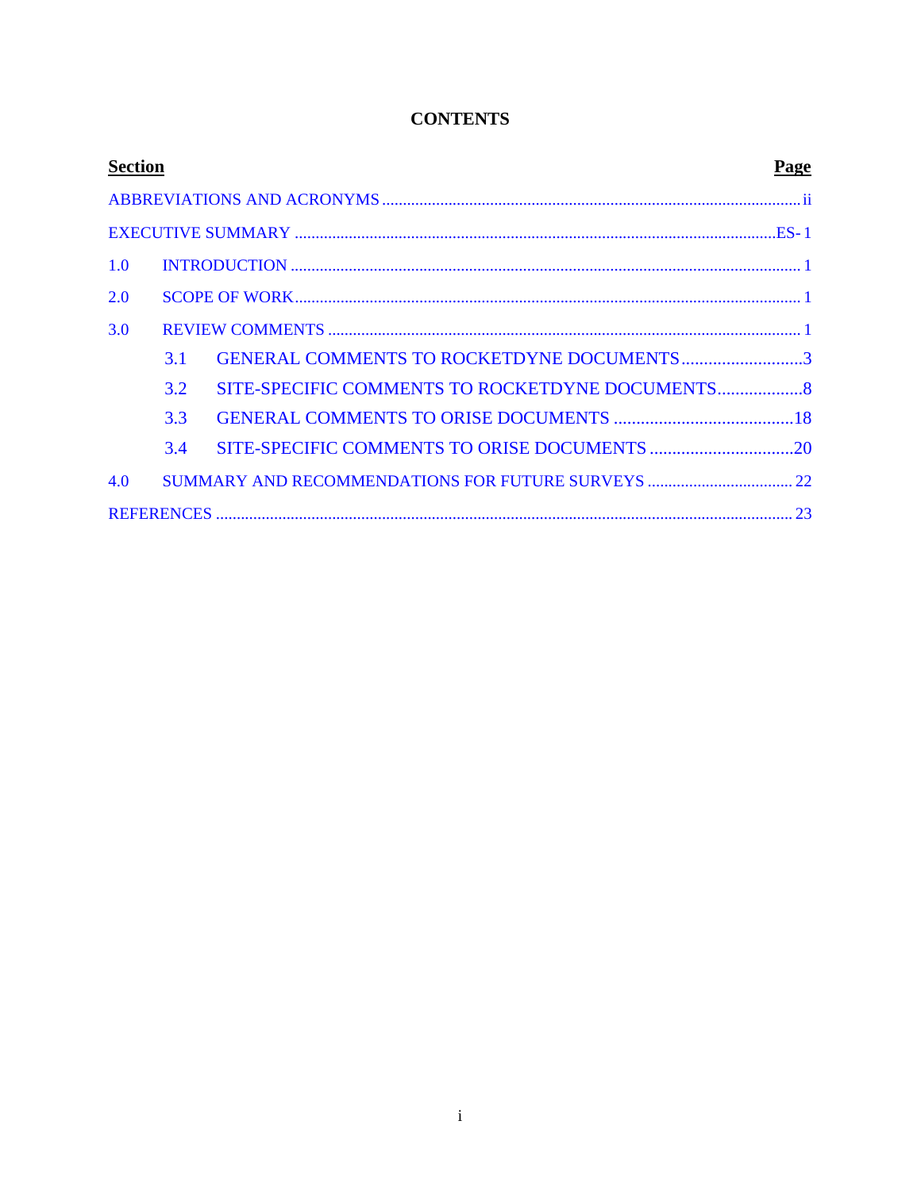# CONTENTS

| Section | | Page |
|---|---|---|
| ABBREVIATIONS AND ACRONYMS | | ii |
| EXECUTIVE SUMMARY | | ES- 1 |
| 1.0 | INTRODUCTION | 1 |
| 2.0 | SCOPE OF WORK | 1 |
| 3.0 | REVIEW COMMENTS | 1 |
| | 3.1 GENERAL COMMENTS TO ROCKETDYNE DOCUMENTS | 3 |
| | 3.2 SITE-SPECIFIC COMMENTS TO ROCKETDYNE DOCUMENTS | 8 |
| | 3.3 GENERAL COMMENTS TO ORISE DOCUMENTS | 18 |
| | 3.4 SITE-SPECIFIC COMMENTS TO ORISE DOCUMENTS | 20 |
| 4.0 | SUMMARY AND RECOMMENDATIONS FOR FUTURE SURVEYS | 22 |
| REFERENCES | | 23 |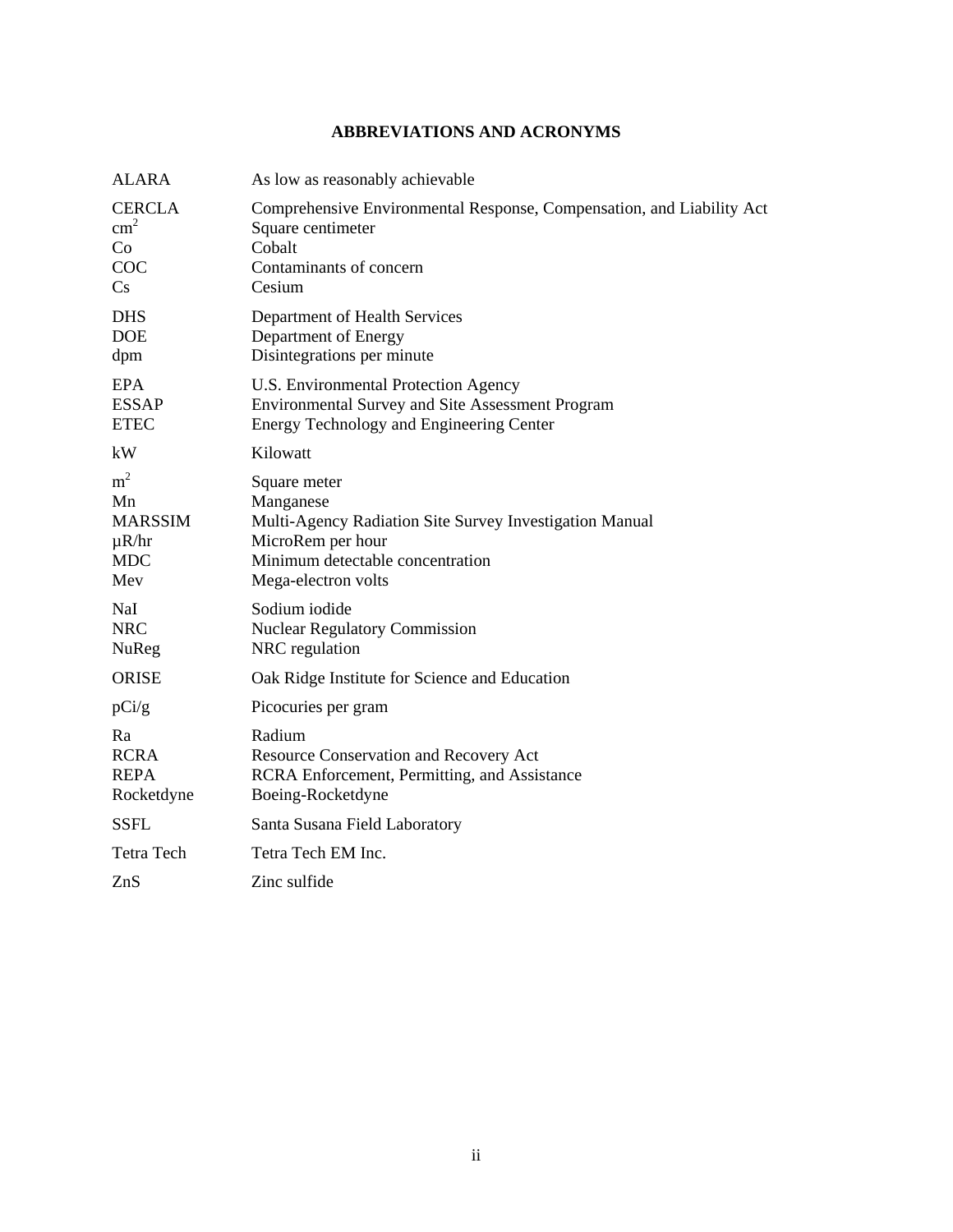# ABBREVIATIONS AND ACRONYMS

| | |
|---|---|
| ALARA | As low as reasonably achievable |
| CERCLA | Comprehensive Environmental Response, Compensation, and Liability Act |
| $cm^2$ | Square centimeter |
| Co | Cobalt |
| COC | Contaminants of concern |
| Cs | Cesium |
| DHS | Department of Health Services |
| DOE | Department of Energy |
| dpm | Disintegrations per minute |
| EPA | U.S. Environmental Protection Agency |
| ESSAP | Environmental Survey and Site Assessment Program |
| ETEC | Energy Technology and Engineering Center |
| kW | Kilowatt |
| $m^2$ | Square meter |
| Mn | Manganese |
| MARSSIM | Multi-Agency Radiation Site Survey Investigation Manual |
| µR/hr | MicroRem per hour |
| MDC | Minimum detectable concentration |
| Mev | Mega-electron volts |
| NaI | Sodium iodide |
| NRC | Nuclear Regulatory Commission |
| NuReg | NRC regulation |
| ORISE | Oak Ridge Institute for Science and Education |
| pCi/g | Picocuries per gram |
| Ra | Radium |
| RCRA | Resource Conservation and Recovery Act |
| REPA | RCRA Enforcement, Permitting, and Assistance |
| Rocketdyne | Boeing-Rocketdyne |
| SSFL | Santa Susana Field Laboratory |
| Tetra Tech | Tetra Tech EM Inc. |
| ZnS | Zinc sulfide |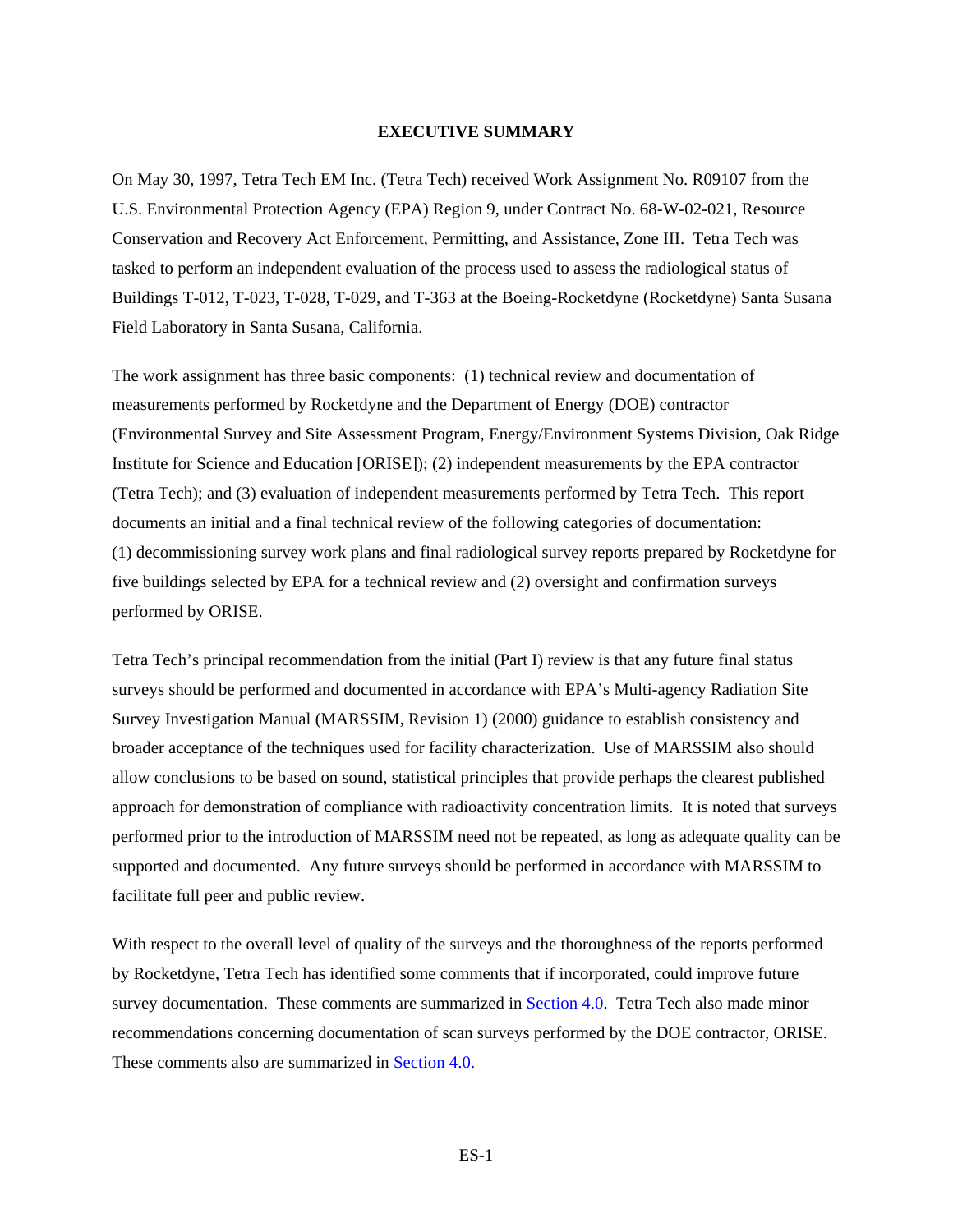## EXECUTIVE SUMMARY

On May 30, 1997, Tetra Tech EM Inc. (Tetra Tech) received Work Assignment No. R09107 from the U.S. Environmental Protection Agency (EPA) Region 9, under Contract No. 68-W-02-021, Resource Conservation and Recovery Act Enforcement, Permitting, and Assistance, Zone III. Tetra Tech was tasked to perform an independent evaluation of the process used to assess the radiological status of Buildings T-012, T-023, T-028, T-029, and T-363 at the Boeing-Rocketdyne (Rocketdyne) Santa Susana Field Laboratory in Santa Susana, California.

The work assignment has three basic components: (1) technical review and documentation of measurements performed by Rocketdyne and the Department of Energy (DOE) contractor (Environmental Survey and Site Assessment Program, Energy/Environment Systems Division, Oak Ridge Institute for Science and Education [ORISE]); (2) independent measurements by the EPA contractor (Tetra Tech); and (3) evaluation of independent measurements performed by Tetra Tech. This report documents an initial and a final technical review of the following categories of documentation: (1) decommissioning survey work plans and final radiological survey reports prepared by Rocketdyne for five buildings selected by EPA for a technical review and (2) oversight and confirmation surveys performed by ORISE.

Tetra Tech's principal recommendation from the initial (Part I) review is that any future final status surveys should be performed and documented in accordance with EPA's Multi-agency Radiation Site Survey Investigation Manual (MARSSIM, Revision 1) (2000) guidance to establish consistency and broader acceptance of the techniques used for facility characterization. Use of MARSSIM also should allow conclusions to be based on sound, statistical principles that provide perhaps the clearest published approach for demonstration of compliance with radioactivity concentration limits. It is noted that surveys performed prior to the introduction of MARSSIM need not be repeated, as long as adequate quality can be supported and documented. Any future surveys should be performed in accordance with MARSSIM to facilitate full peer and public review.

With respect to the overall level of quality of the surveys and the thoroughness of the reports performed by Rocketdyne, Tetra Tech has identified some comments that if incorporated, could improve future survey documentation. These comments are summarized in Section 4.0. Tetra Tech also made minor recommendations concerning documentation of scan surveys performed by the DOE contractor, ORISE. These comments also are summarized in Section 4.0.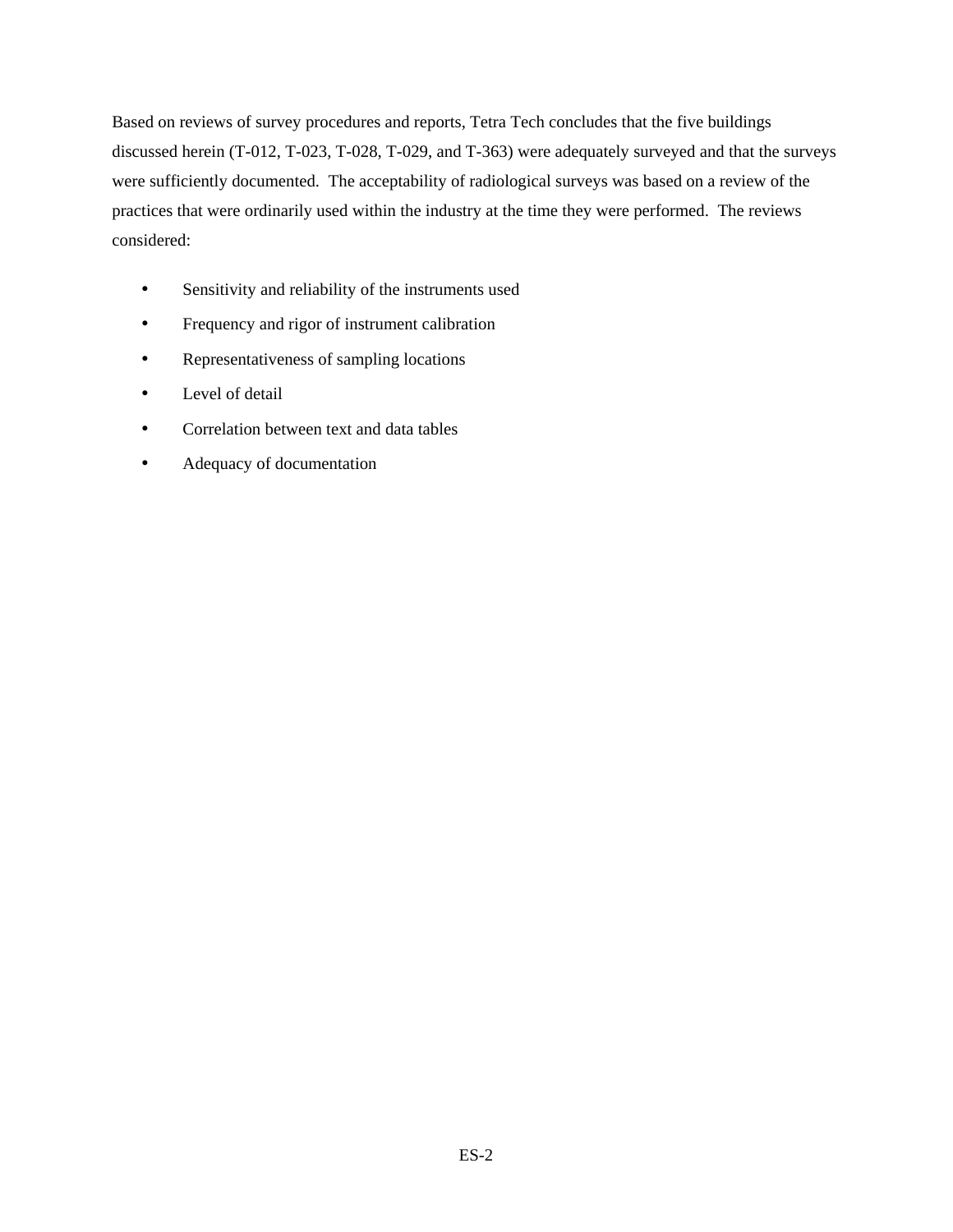Based on reviews of survey procedures and reports, Tetra Tech concludes that the five buildings discussed herein (T-012, T-023, T-028, T-029, and T-363) were adequately surveyed and that the surveys were sufficiently documented. The acceptability of radiological surveys was based on a review of the practices that were ordinarily used within the industry at the time they were performed. The reviews considered:

- Sensitivity and reliability of the instruments used
- Frequency and rigor of instrument calibration
- Representativeness of sampling locations
- Level of detail
- Correlation between text and data tables
- Adequacy of documentation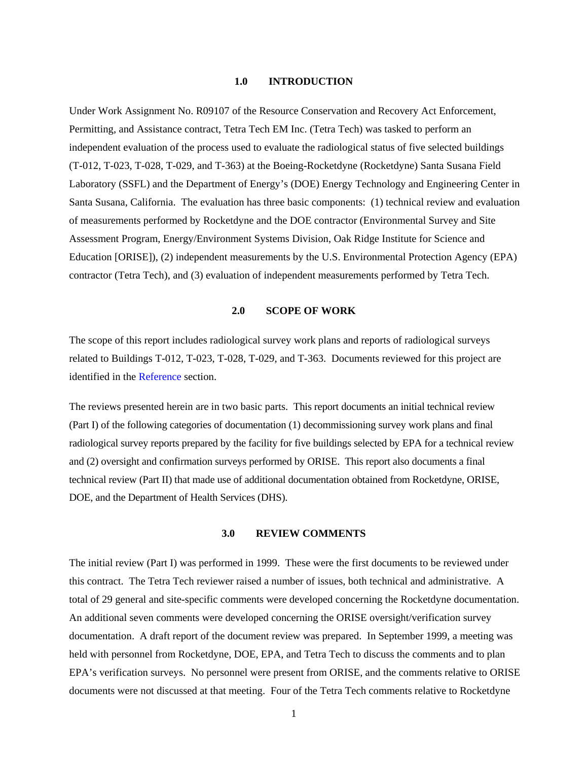## 1.0 INTRODUCTION

Under Work Assignment No. R09107 of the Resource Conservation and Recovery Act Enforcement, Permitting, and Assistance contract, Tetra Tech EM Inc. (Tetra Tech) was tasked to perform an independent evaluation of the process used to evaluate the radiological status of five selected buildings (T-012, T-023, T-028, T-029, and T-363) at the Boeing-Rocketdyne (Rocketdyne) Santa Susana Field Laboratory (SSFL) and the Department of Energy's (DOE) Energy Technology and Engineering Center in Santa Susana, California. The evaluation has three basic components: (1) technical review and evaluation of measurements performed by Rocketdyne and the DOE contractor (Environmental Survey and Site Assessment Program, Energy/Environment Systems Division, Oak Ridge Institute for Science and Education [ORISE]), (2) independent measurements by the U.S. Environmental Protection Agency (EPA) contractor (Tetra Tech), and (3) evaluation of independent measurements performed by Tetra Tech.

## 2.0 SCOPE OF WORK

The scope of this report includes radiological survey work plans and reports of radiological surveys related to Buildings T-012, T-023, T-028, T-029, and T-363. Documents reviewed for this project are identified in the Reference section.

The reviews presented herein are in two basic parts. This report documents an initial technical review (Part I) of the following categories of documentation (1) decommissioning survey work plans and final radiological survey reports prepared by the facility for five buildings selected by EPA for a technical review and (2) oversight and confirmation surveys performed by ORISE. This report also documents a final technical review (Part II) that made use of additional documentation obtained from Rocketdyne, ORISE, DOE, and the Department of Health Services (DHS).

## 3.0 REVIEW COMMENTS

The initial review (Part I) was performed in 1999. These were the first documents to be reviewed under this contract. The Tetra Tech reviewer raised a number of issues, both technical and administrative. A total of 29 general and site-specific comments were developed concerning the Rocketdyne documentation. An additional seven comments were developed concerning the ORISE oversight/verification survey documentation. A draft report of the document review was prepared. In September 1999, a meeting was held with personnel from Rocketdyne, DOE, EPA, and Tetra Tech to discuss the comments and to plan EPA's verification surveys. No personnel were present from ORISE, and the comments relative to ORISE documents were not discussed at that meeting. Four of the Tetra Tech comments relative to Rocketdyne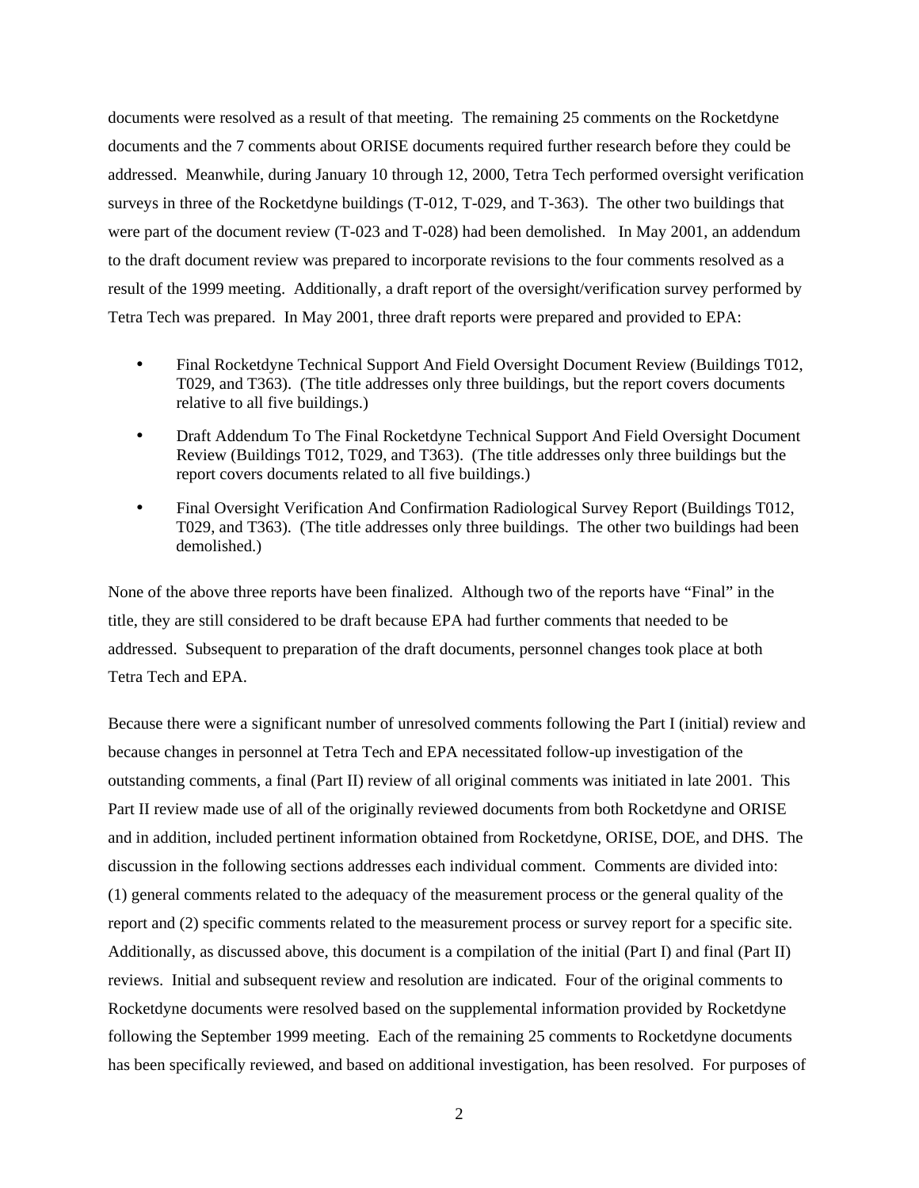documents were resolved as a result of that meeting. The remaining 25 comments on the Rocketdyne documents and the 7 comments about ORISE documents required further research before they could be addressed. Meanwhile, during January 10 through 12, 2000, Tetra Tech performed oversight verification surveys in three of the Rocketdyne buildings (T-012, T-029, and T-363). The other two buildings that were part of the document review (T-023 and T-028) had been demolished. In May 2001, an addendum to the draft document review was prepared to incorporate revisions to the four comments resolved as a result of the 1999 meeting. Additionally, a draft report of the oversight/verification survey performed by Tetra Tech was prepared. In May 2001, three draft reports were prepared and provided to EPA:

- Final Rocketdyne Technical Support And Field Oversight Document Review (Buildings T012, T029, and T363). (The title addresses only three buildings, but the report covers documents relative to all five buildings.)
- Draft Addendum To The Final Rocketdyne Technical Support And Field Oversight Document Review (Buildings T012, T029, and T363). (The title addresses only three buildings but the report covers documents related to all five buildings.)
- Final Oversight Verification And Confirmation Radiological Survey Report (Buildings T012, T029, and T363). (The title addresses only three buildings. The other two buildings had been demolished.)

None of the above three reports have been finalized. Although two of the reports have "Final" in the title, they are still considered to be draft because EPA had further comments that needed to be addressed. Subsequent to preparation of the draft documents, personnel changes took place at both Tetra Tech and EPA.

Because there were a significant number of unresolved comments following the Part I (initial) review and because changes in personnel at Tetra Tech and EPA necessitated follow-up investigation of the outstanding comments, a final (Part II) review of all original comments was initiated in late 2001. This Part II review made use of all of the originally reviewed documents from both Rocketdyne and ORISE and in addition, included pertinent information obtained from Rocketdyne, ORISE, DOE, and DHS. The discussion in the following sections addresses each individual comment. Comments are divided into: (1) general comments related to the adequacy of the measurement process or the general quality of the report and (2) specific comments related to the measurement process or survey report for a specific site. Additionally, as discussed above, this document is a compilation of the initial (Part I) and final (Part II) reviews. Initial and subsequent review and resolution are indicated. Four of the original comments to Rocketdyne documents were resolved based on the supplemental information provided by Rocketdyne following the September 1999 meeting. Each of the remaining 25 comments to Rocketdyne documents has been specifically reviewed, and based on additional investigation, has been resolved. For purposes of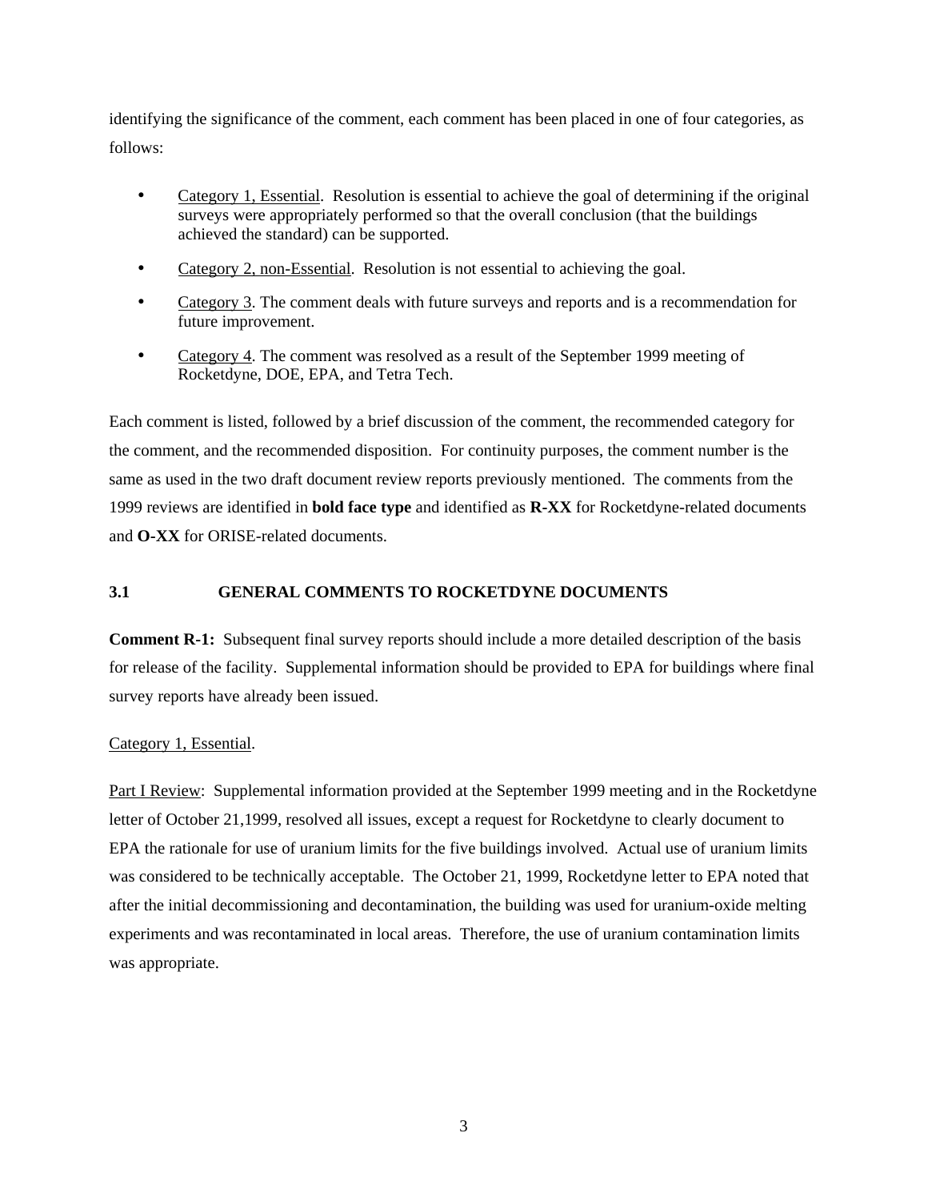identifying the significance of the comment, each comment has been placed in one of four categories, as follows:

- Category 1, Essential. Resolution is essential to achieve the goal of determining if the original surveys were appropriately performed so that the overall conclusion (that the buildings achieved the standard) can be supported.
- Category 2, non-Essential. Resolution is not essential to achieving the goal.
- Category 3. The comment deals with future surveys and reports and is a recommendation for future improvement.
- Category 4. The comment was resolved as a result of the September 1999 meeting of Rocketdyne, DOE, EPA, and Tetra Tech.

Each comment is listed, followed by a brief discussion of the comment, the recommended category for the comment, and the recommended disposition. For continuity purposes, the comment number is the same as used in the two draft document review reports previously mentioned. The comments from the 1999 reviews are identified in **bold face type** and identified as **R-XX** for Rocketdyne-related documents and **O-XX** for ORISE-related documents.

### 3.1 GENERAL COMMENTS TO ROCKETDYNE DOCUMENTS

**Comment R-1:** Subsequent final survey reports should include a more detailed description of the basis for release of the facility. Supplemental information should be provided to EPA for buildings where final survey reports have already been issued.

Category 1, Essential.

Part I Review: Supplemental information provided at the September 1999 meeting and in the Rocketdyne letter of October 21,1999, resolved all issues, except a request for Rocketdyne to clearly document to EPA the rationale for use of uranium limits for the five buildings involved. Actual use of uranium limits was considered to be technically acceptable. The October 21, 1999, Rocketdyne letter to EPA noted that after the initial decommissioning and decontamination, the building was used for uranium-oxide melting experiments and was recontaminated in local areas. Therefore, the use of uranium contamination limits was appropriate.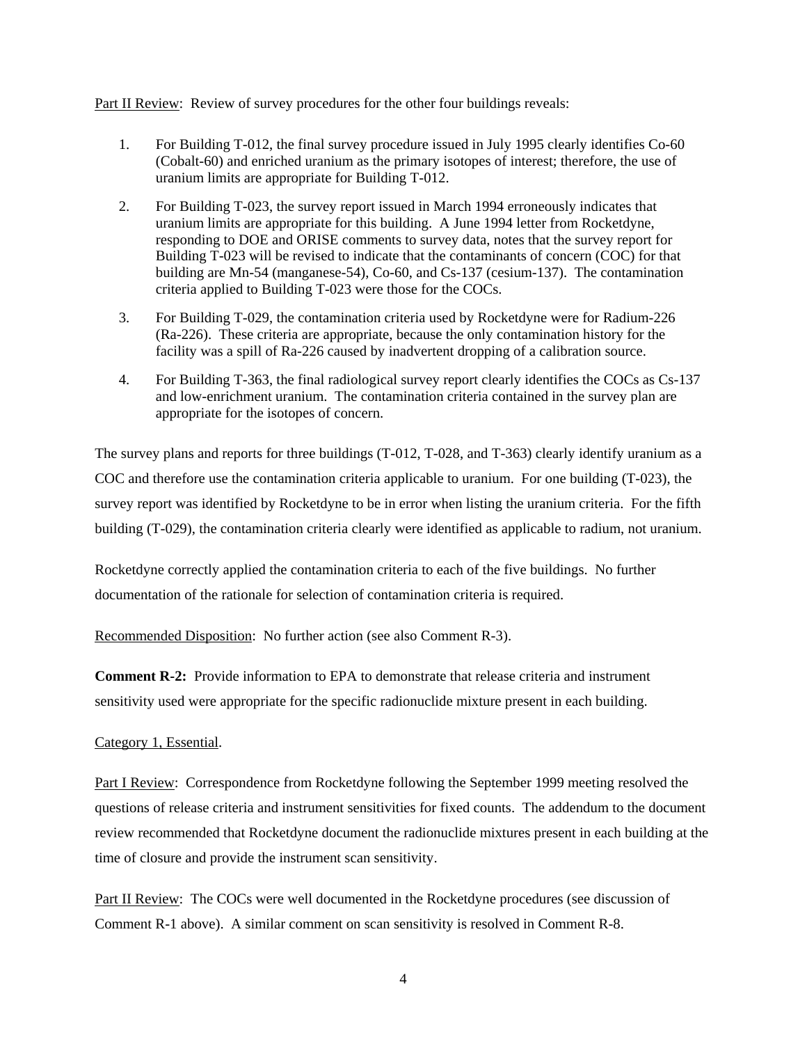Part II Review: Review of survey procedures for the other four buildings reveals:

1. For Building T-012, the final survey procedure issued in July 1995 clearly identifies Co-60 (Cobalt-60) and enriched uranium as the primary isotopes of interest; therefore, the use of uranium limits are appropriate for Building T-012.

2. For Building T-023, the survey report issued in March 1994 erroneously indicates that uranium limits are appropriate for this building. A June 1994 letter from Rocketdyne, responding to DOE and ORISE comments to survey data, notes that the survey report for Building T-023 will be revised to indicate that the contaminants of concern (COC) for that building are Mn-54 (manganese-54), Co-60, and Cs-137 (cesium-137). The contamination criteria applied to Building T-023 were those for the COCs.

3. For Building T-029, the contamination criteria used by Rocketdyne were for Radium-226 (Ra-226). These criteria are appropriate, because the only contamination history for the facility was a spill of Ra-226 caused by inadvertent dropping of a calibration source.

4. For Building T-363, the final radiological survey report clearly identifies the COCs as Cs-137 and low-enrichment uranium. The contamination criteria contained in the survey plan are appropriate for the isotopes of concern.

The survey plans and reports for three buildings (T-012, T-028, and T-363) clearly identify uranium as a COC and therefore use the contamination criteria applicable to uranium. For one building (T-023), the survey report was identified by Rocketdyne to be in error when listing the uranium criteria. For the fifth building (T-029), the contamination criteria clearly were identified as applicable to radium, not uranium.

Rocketdyne correctly applied the contamination criteria to each of the five buildings. No further documentation of the rationale for selection of contamination criteria is required.

Recommended Disposition: No further action (see also Comment R-3).

**Comment R-2:** Provide information to EPA to demonstrate that release criteria and instrument sensitivity used were appropriate for the specific radionuclide mixture present in each building.

Category 1, Essential.

Part I Review: Correspondence from Rocketdyne following the September 1999 meeting resolved the questions of release criteria and instrument sensitivities for fixed counts. The addendum to the document review recommended that Rocketdyne document the radionuclide mixtures present in each building at the time of closure and provide the instrument scan sensitivity.

Part II Review: The COCs were well documented in the Rocketdyne procedures (see discussion of Comment R-1 above). A similar comment on scan sensitivity is resolved in Comment R-8.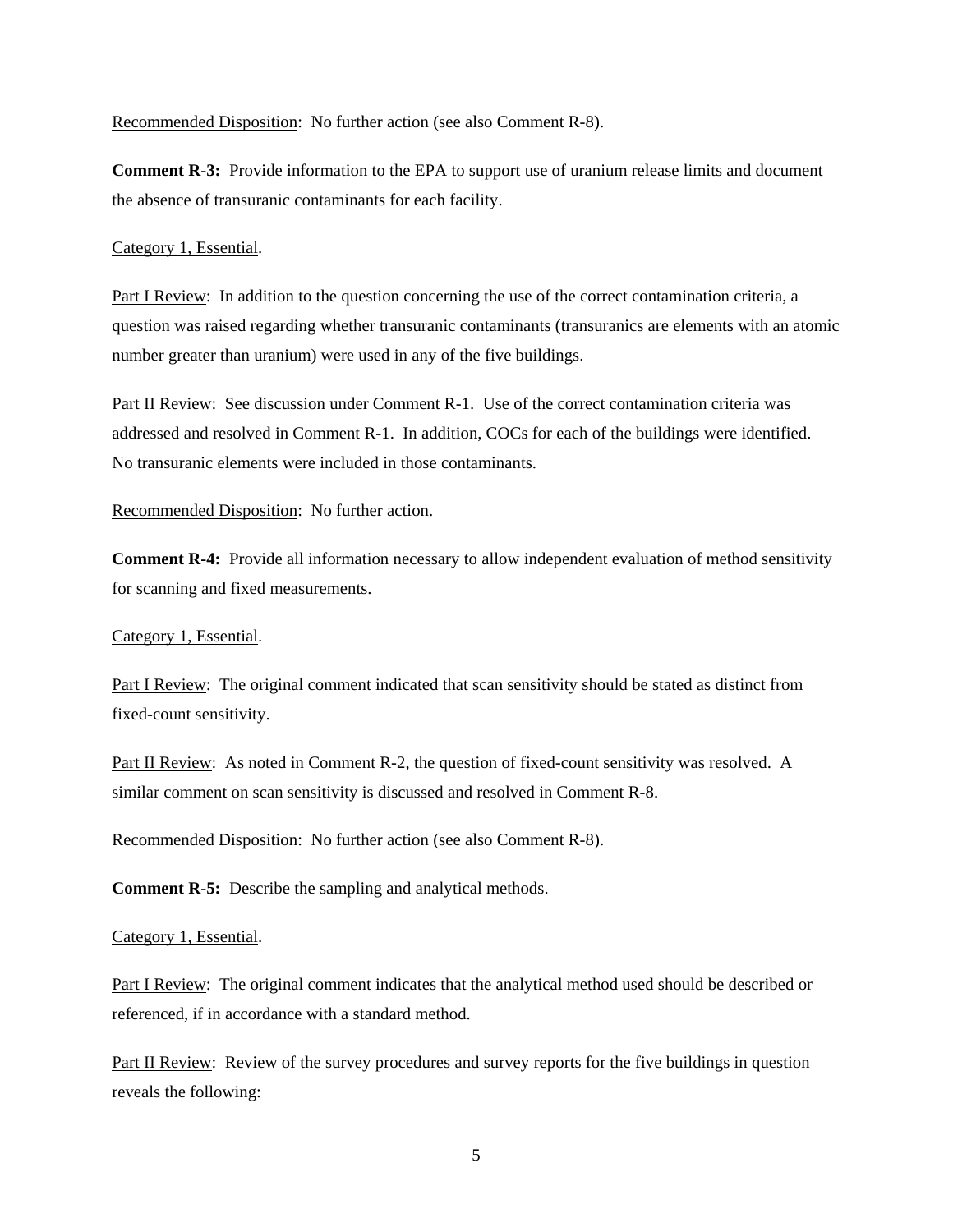Recommended Disposition: No further action (see also Comment R-8).

**Comment R-3:** Provide information to the EPA to support use of uranium release limits and document the absence of transuranic contaminants for each facility.

Category 1, Essential.

Part I Review: In addition to the question concerning the use of the correct contamination criteria, a question was raised regarding whether transuranic contaminants (transuranics are elements with an atomic number greater than uranium) were used in any of the five buildings.

Part II Review: See discussion under Comment R-1. Use of the correct contamination criteria was addressed and resolved in Comment R-1. In addition, COCs for each of the buildings were identified. No transuranic elements were included in those contaminants.

Recommended Disposition: No further action.

**Comment R-4:** Provide all information necessary to allow independent evaluation of method sensitivity for scanning and fixed measurements.

Category 1, Essential.

Part I Review: The original comment indicated that scan sensitivity should be stated as distinct from fixed-count sensitivity.

Part II Review: As noted in Comment R-2, the question of fixed-count sensitivity was resolved. A similar comment on scan sensitivity is discussed and resolved in Comment R-8.

Recommended Disposition: No further action (see also Comment R-8).

**Comment R-5:** Describe the sampling and analytical methods.

Category 1, Essential.

Part I Review: The original comment indicates that the analytical method used should be described or referenced, if in accordance with a standard method.

Part II Review: Review of the survey procedures and survey reports for the five buildings in question reveals the following: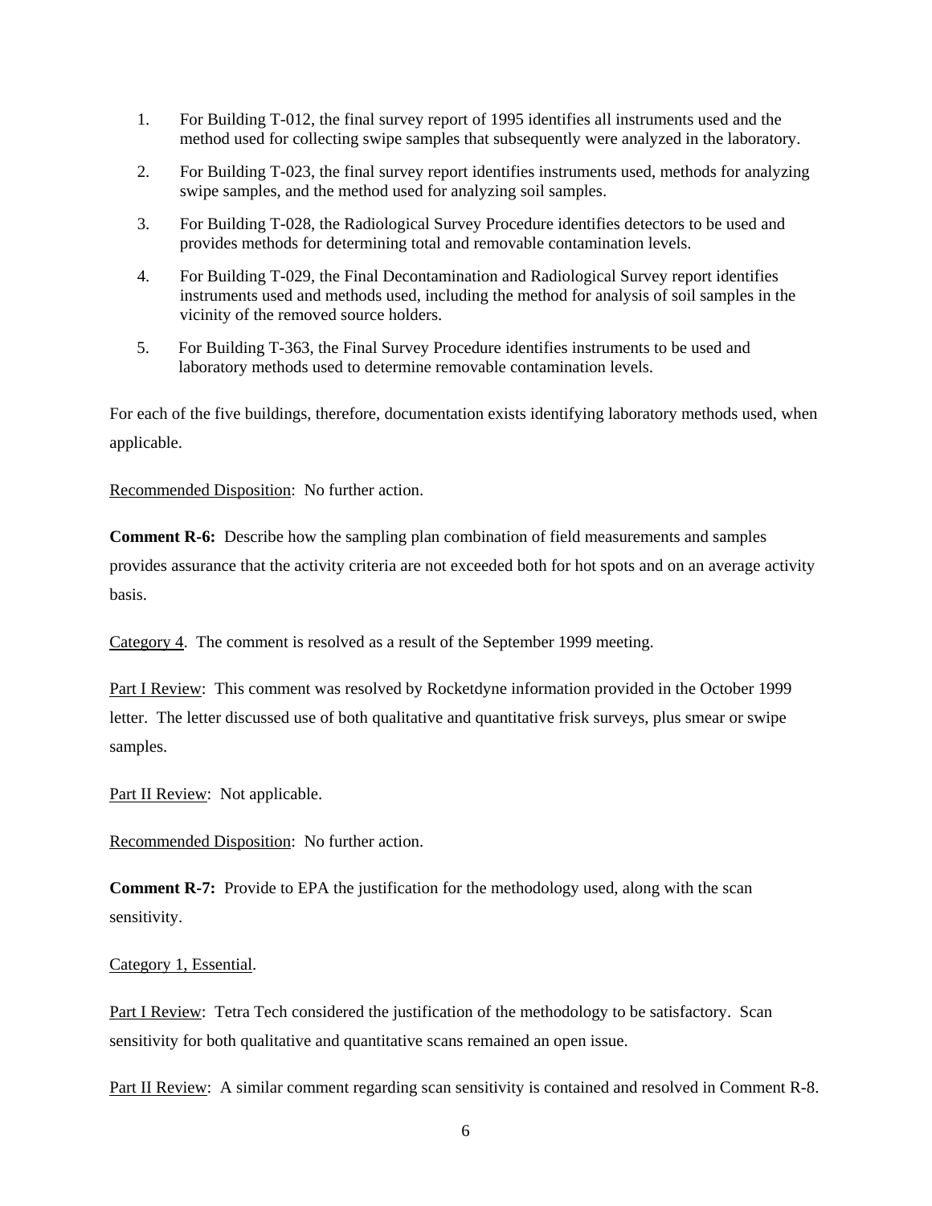1. For Building T-012, the final survey report of 1995 identifies all instruments used and the method used for collecting swipe samples that subsequently were analyzed in the laboratory.
2. For Building T-023, the final survey report identifies instruments used, methods for analyzing swipe samples, and the method used for analyzing soil samples.
3. For Building T-028, the Radiological Survey Procedure identifies detectors to be used and provides methods for determining total and removable contamination levels.
4. For Building T-029, the Final Decontamination and Radiological Survey report identifies instruments used and methods used, including the method for analysis of soil samples in the vicinity of the removed source holders.
5. For Building T-363, the Final Survey Procedure identifies instruments to be used and laboratory methods used to determine removable contamination levels.

For each of the five buildings, therefore, documentation exists identifying laboratory methods used, when applicable.

Recommended Disposition: No further action.

**Comment R-6:** Describe how the sampling plan combination of field measurements and samples provides assurance that the activity criteria are not exceeded both for hot spots and on an average activity basis.

Category 4. The comment is resolved as a result of the September 1999 meeting.

Part I Review: This comment was resolved by Rocketdyne information provided in the October 1999 letter. The letter discussed use of both qualitative and quantitative frisk surveys, plus smear or swipe samples.

Part II Review: Not applicable.

Recommended Disposition: No further action.

**Comment R-7:** Provide to EPA the justification for the methodology used, along with the scan sensitivity.

Category 1, Essential.

Part I Review: Tetra Tech considered the justification of the methodology to be satisfactory. Scan sensitivity for both qualitative and quantitative scans remained an open issue.

Part II Review: A similar comment regarding scan sensitivity is contained and resolved in Comment R-8.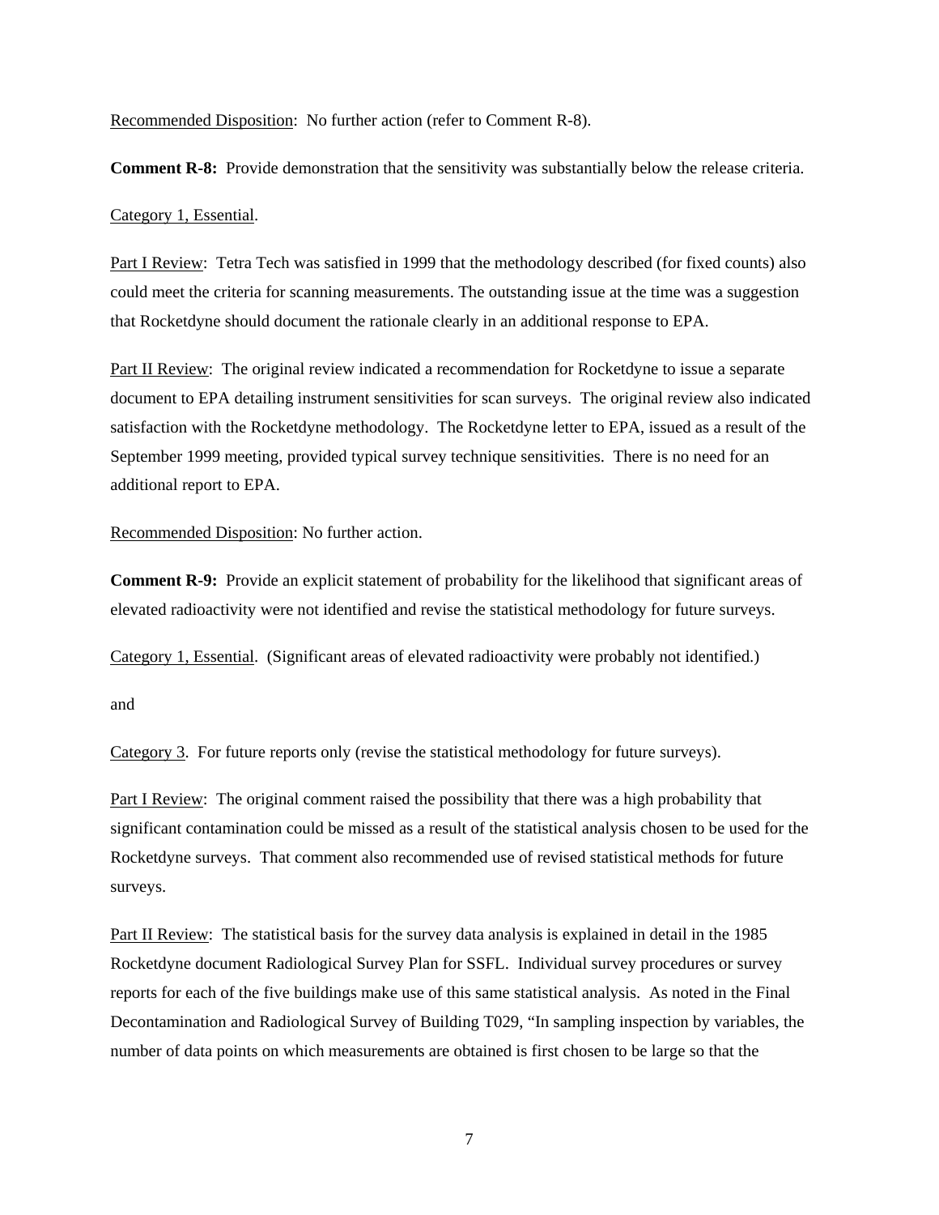Recommended Disposition: No further action (refer to Comment R-8).

**Comment R-8:** Provide demonstration that the sensitivity was substantially below the release criteria.

Category 1, Essential.

Part I Review: Tetra Tech was satisfied in 1999 that the methodology described (for fixed counts) also could meet the criteria for scanning measurements. The outstanding issue at the time was a suggestion that Rocketdyne should document the rationale clearly in an additional response to EPA.

Part II Review: The original review indicated a recommendation for Rocketdyne to issue a separate document to EPA detailing instrument sensitivities for scan surveys. The original review also indicated satisfaction with the Rocketdyne methodology. The Rocketdyne letter to EPA, issued as a result of the September 1999 meeting, provided typical survey technique sensitivities. There is no need for an additional report to EPA.

Recommended Disposition: No further action.

**Comment R-9:** Provide an explicit statement of probability for the likelihood that significant areas of elevated radioactivity were not identified and revise the statistical methodology for future surveys.

Category 1, Essential. (Significant areas of elevated radioactivity were probably not identified.)

and

Category 3. For future reports only (revise the statistical methodology for future surveys).

Part I Review: The original comment raised the possibility that there was a high probability that significant contamination could be missed as a result of the statistical analysis chosen to be used for the Rocketdyne surveys. That comment also recommended use of revised statistical methods for future surveys.

Part II Review: The statistical basis for the survey data analysis is explained in detail in the 1985 Rocketdyne document Radiological Survey Plan for SSFL. Individual survey procedures or survey reports for each of the five buildings make use of this same statistical analysis. As noted in the Final Decontamination and Radiological Survey of Building T029, "In sampling inspection by variables, the number of data points on which measurements are obtained is first chosen to be large so that the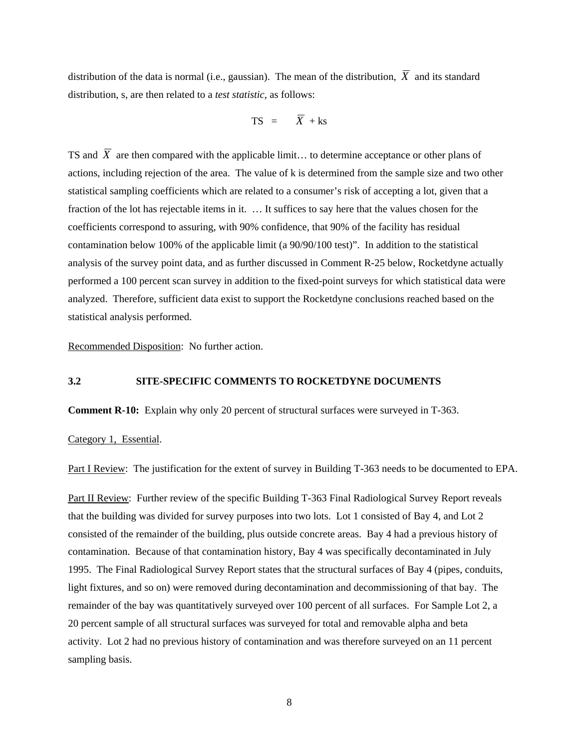distribution of the data is normal (i.e., gaussian). The mean of the distribution, $\overline{X}$ and its standard distribution, s, are then related to a *test statistic*, as follows:

$$TS = \overline{X} + ks$$

TS and $\overline{X}$ are then compared with the applicable limit… to determine acceptance or other plans of actions, including rejection of the area. The value of k is determined from the sample size and two other statistical sampling coefficients which are related to a consumer's risk of accepting a lot, given that a fraction of the lot has rejectable items in it. … It suffices to say here that the values chosen for the coefficients correspond to assuring, with 90% confidence, that 90% of the facility has residual contamination below 100% of the applicable limit (a 90/90/100 test)". In addition to the statistical analysis of the survey point data, and as further discussed in Comment R-25 below, Rocketdyne actually performed a 100 percent scan survey in addition to the fixed-point surveys for which statistical data were analyzed. Therefore, sufficient data exist to support the Rocketdyne conclusions reached based on the statistical analysis performed.

Recommended Disposition: No further action.

## 3.2 SITE-SPECIFIC COMMENTS TO ROCKETDYNE DOCUMENTS

**Comment R-10:** Explain why only 20 percent of structural surfaces were surveyed in T-363.

Category 1, Essential.

Part I Review: The justification for the extent of survey in Building T-363 needs to be documented to EPA.

Part II Review: Further review of the specific Building T-363 Final Radiological Survey Report reveals that the building was divided for survey purposes into two lots. Lot 1 consisted of Bay 4, and Lot 2 consisted of the remainder of the building, plus outside concrete areas. Bay 4 had a previous history of contamination. Because of that contamination history, Bay 4 was specifically decontaminated in July 1995. The Final Radiological Survey Report states that the structural surfaces of Bay 4 (pipes, conduits, light fixtures, and so on) were removed during decontamination and decommissioning of that bay. The remainder of the bay was quantitatively surveyed over 100 percent of all surfaces. For Sample Lot 2, a 20 percent sample of all structural surfaces was surveyed for total and removable alpha and beta activity. Lot 2 had no previous history of contamination and was therefore surveyed on an 11 percent sampling basis.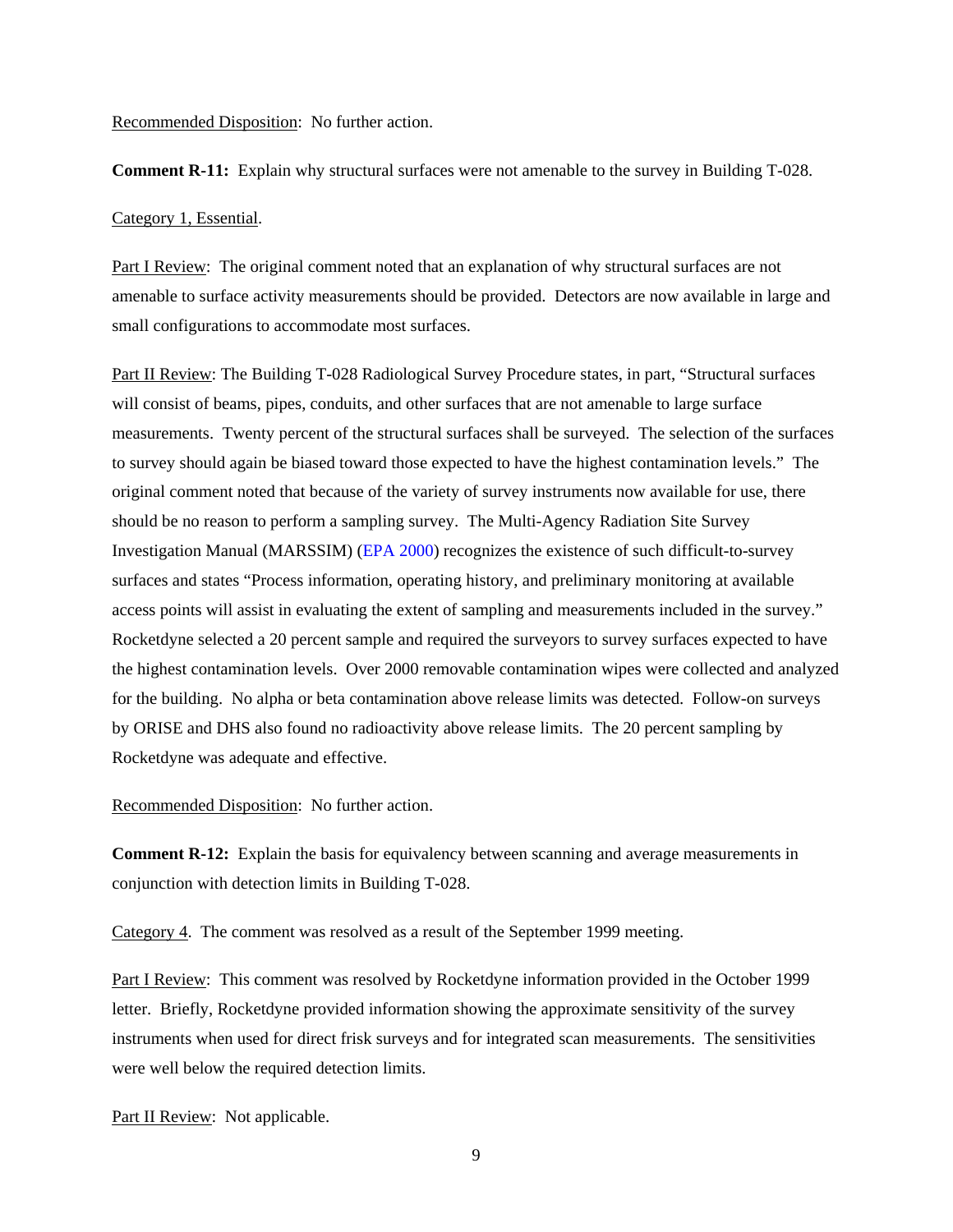Recommended Disposition: No further action.

**Comment R-11:** Explain why structural surfaces were not amenable to the survey in Building T-028.

Category 1, Essential.

Part I Review: The original comment noted that an explanation of why structural surfaces are not amenable to surface activity measurements should be provided. Detectors are now available in large and small configurations to accommodate most surfaces.

Part II Review: The Building T-028 Radiological Survey Procedure states, in part, "Structural surfaces will consist of beams, pipes, conduits, and other surfaces that are not amenable to large surface measurements. Twenty percent of the structural surfaces shall be surveyed. The selection of the surfaces to survey should again be biased toward those expected to have the highest contamination levels." The original comment noted that because of the variety of survey instruments now available for use, there should be no reason to perform a sampling survey. The Multi-Agency Radiation Site Survey Investigation Manual (MARSSIM) (EPA 2000) recognizes the existence of such difficult-to-survey surfaces and states "Process information, operating history, and preliminary monitoring at available access points will assist in evaluating the extent of sampling and measurements included in the survey." Rocketdyne selected a 20 percent sample and required the surveyors to survey surfaces expected to have the highest contamination levels. Over 2000 removable contamination wipes were collected and analyzed for the building. No alpha or beta contamination above release limits was detected. Follow-on surveys by ORISE and DHS also found no radioactivity above release limits. The 20 percent sampling by Rocketdyne was adequate and effective.

Recommended Disposition: No further action.

**Comment R-12:** Explain the basis for equivalency between scanning and average measurements in conjunction with detection limits in Building T-028.

Category 4. The comment was resolved as a result of the September 1999 meeting.

Part I Review: This comment was resolved by Rocketdyne information provided in the October 1999 letter. Briefly, Rocketdyne provided information showing the approximate sensitivity of the survey instruments when used for direct frisk surveys and for integrated scan measurements. The sensitivities were well below the required detection limits.

Part II Review: Not applicable.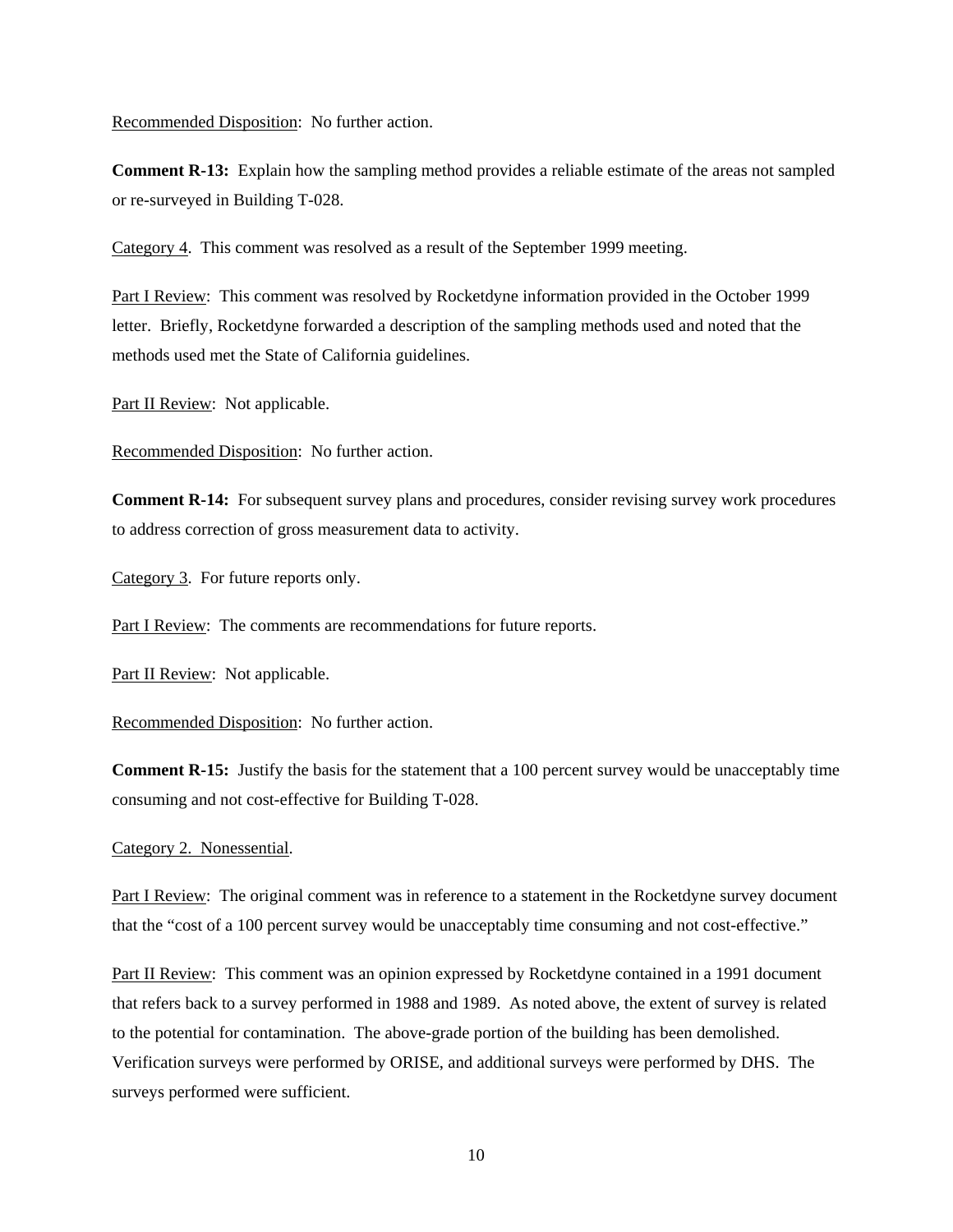Recommended Disposition: No further action.

**Comment R-13:** Explain how the sampling method provides a reliable estimate of the areas not sampled or re-surveyed in Building T-028.

Category 4. This comment was resolved as a result of the September 1999 meeting.

Part I Review: This comment was resolved by Rocketdyne information provided in the October 1999 letter. Briefly, Rocketdyne forwarded a description of the sampling methods used and noted that the methods used met the State of California guidelines.

Part II Review: Not applicable.

Recommended Disposition: No further action.

**Comment R-14:** For subsequent survey plans and procedures, consider revising survey work procedures to address correction of gross measurement data to activity.

Category 3. For future reports only.

Part I Review: The comments are recommendations for future reports.

Part II Review: Not applicable.

Recommended Disposition: No further action.

**Comment R-15:** Justify the basis for the statement that a 100 percent survey would be unacceptably time consuming and not cost-effective for Building T-028.

Category 2. Nonessential.

Part I Review: The original comment was in reference to a statement in the Rocketdyne survey document that the "cost of a 100 percent survey would be unacceptably time consuming and not cost-effective."

Part II Review: This comment was an opinion expressed by Rocketdyne contained in a 1991 document that refers back to a survey performed in 1988 and 1989. As noted above, the extent of survey is related to the potential for contamination. The above-grade portion of the building has been demolished. Verification surveys were performed by ORISE, and additional surveys were performed by DHS. The surveys performed were sufficient.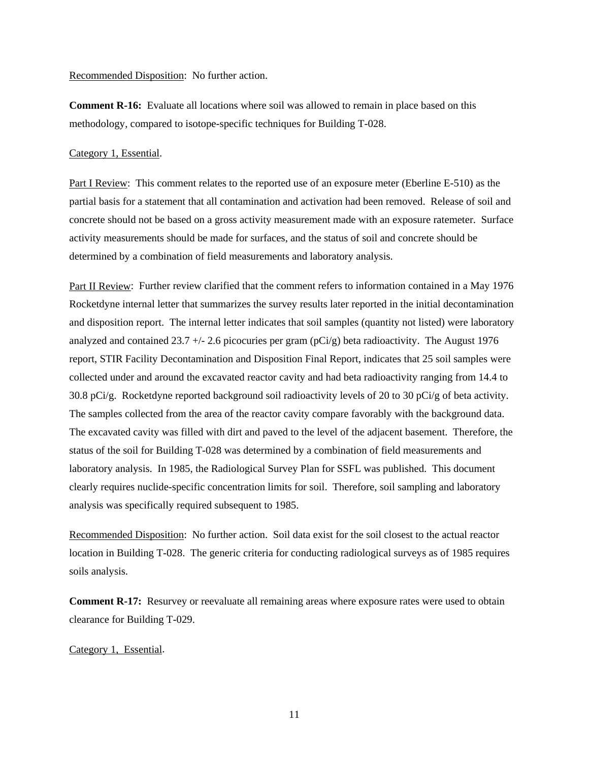Recommended Disposition:  No further action.

**Comment R-16:** Evaluate all locations where soil was allowed to remain in place based on this methodology, compared to isotope-specific techniques for Building T-028.

Category 1, Essential.

Part I Review:  This comment relates to the reported use of an exposure meter (Eberline E-510) as the partial basis for a statement that all contamination and activation had been removed.  Release of soil and concrete should not be based on a gross activity measurement made with an exposure ratemeter.  Surface activity measurements should be made for surfaces, and the status of soil and concrete should be determined by a combination of field measurements and laboratory analysis.

Part II Review:  Further review clarified that the comment refers to information contained in a May 1976 Rocketdyne internal letter that summarizes the survey results later reported in the initial decontamination and disposition report.  The internal letter indicates that soil samples (quantity not listed) were laboratory analyzed and contained 23.7 +/- 2.6 picocuries per gram (pCi/g) beta radioactivity.  The August 1976 report, STIR Facility Decontamination and Disposition Final Report, indicates that 25 soil samples were collected under and around the excavated reactor cavity and had beta radioactivity ranging from 14.4 to 30.8 pCi/g.  Rocketdyne reported background soil radioactivity levels of 20 to 30 pCi/g of beta activity.  The samples collected from the area of the reactor cavity compare favorably with the background data.  The excavated cavity was filled with dirt and paved to the level of the adjacent basement.  Therefore, the status of the soil for Building T-028 was determined by a combination of field measurements and laboratory analysis.  In 1985, the Radiological Survey Plan for SSFL was published.  This document clearly requires nuclide-specific concentration limits for soil.  Therefore, soil sampling and laboratory analysis was specifically required subsequent to 1985.

Recommended Disposition:  No further action.  Soil data exist for the soil closest to the actual reactor location in Building T-028.  The generic criteria for conducting radiological surveys as of 1985 requires soils analysis.

**Comment R-17:** Resurvey or reevaluate all remaining areas where exposure rates were used to obtain clearance for Building T-029.

Category 1,  Essential.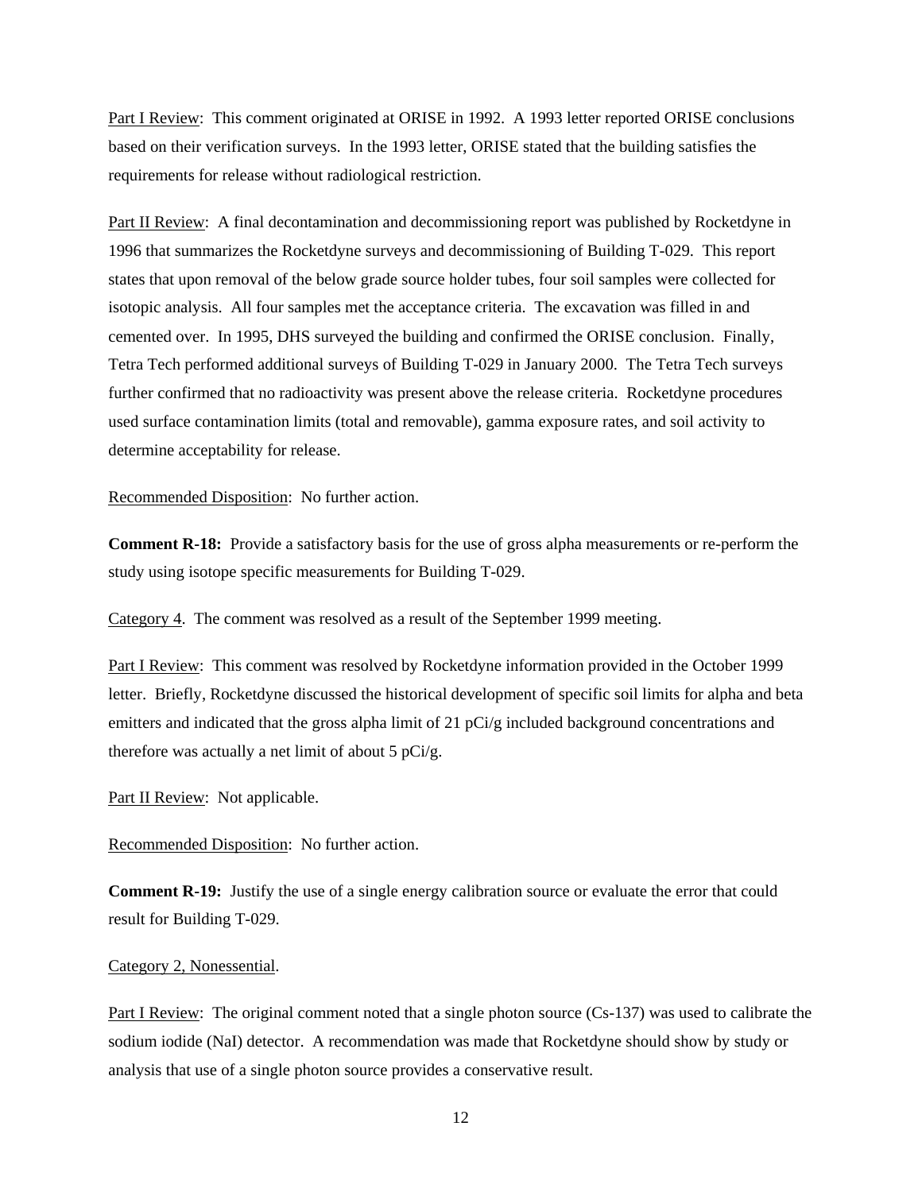Part I Review: This comment originated at ORISE in 1992. A 1993 letter reported ORISE conclusions based on their verification surveys. In the 1993 letter, ORISE stated that the building satisfies the requirements for release without radiological restriction.

Part II Review: A final decontamination and decommissioning report was published by Rocketdyne in 1996 that summarizes the Rocketdyne surveys and decommissioning of Building T-029. This report states that upon removal of the below grade source holder tubes, four soil samples were collected for isotopic analysis. All four samples met the acceptance criteria. The excavation was filled in and cemented over. In 1995, DHS surveyed the building and confirmed the ORISE conclusion. Finally, Tetra Tech performed additional surveys of Building T-029 in January 2000. The Tetra Tech surveys further confirmed that no radioactivity was present above the release criteria. Rocketdyne procedures used surface contamination limits (total and removable), gamma exposure rates, and soil activity to determine acceptability for release.

Recommended Disposition: No further action.

**Comment R-18:** Provide a satisfactory basis for the use of gross alpha measurements or re-perform the study using isotope specific measurements for Building T-029.

Category 4. The comment was resolved as a result of the September 1999 meeting.

Part I Review: This comment was resolved by Rocketdyne information provided in the October 1999 letter. Briefly, Rocketdyne discussed the historical development of specific soil limits for alpha and beta emitters and indicated that the gross alpha limit of 21 pCi/g included background concentrations and therefore was actually a net limit of about 5 pCi/g.

Part II Review: Not applicable.

Recommended Disposition: No further action.

**Comment R-19:** Justify the use of a single energy calibration source or evaluate the error that could result for Building T-029.

Category 2, Nonessential.

Part I Review: The original comment noted that a single photon source (Cs-137) was used to calibrate the sodium iodide (NaI) detector. A recommendation was made that Rocketdyne should show by study or analysis that use of a single photon source provides a conservative result.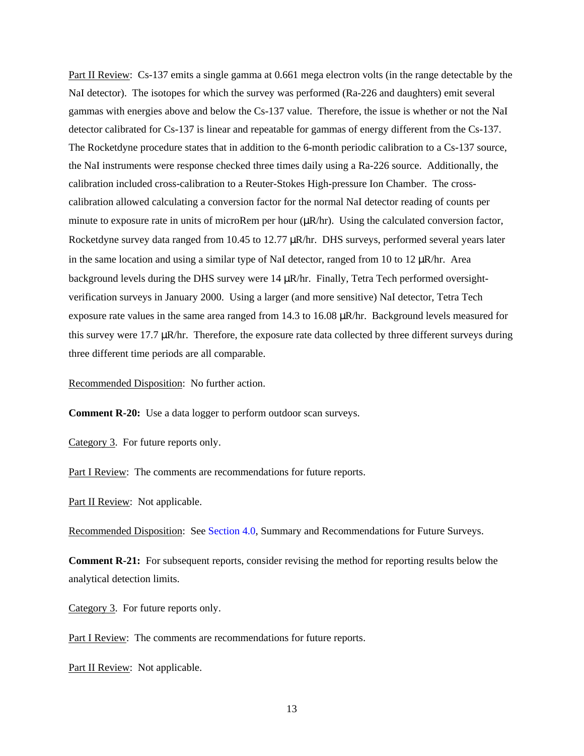Part II Review: Cs-137 emits a single gamma at 0.661 mega electron volts (in the range detectable by the NaI detector). The isotopes for which the survey was performed (Ra-226 and daughters) emit several gammas with energies above and below the Cs-137 value. Therefore, the issue is whether or not the NaI detector calibrated for Cs-137 is linear and repeatable for gammas of energy different from the Cs-137. The Rocketdyne procedure states that in addition to the 6-month periodic calibration to a Cs-137 source, the NaI instruments were response checked three times daily using a Ra-226 source. Additionally, the calibration included cross-calibration to a Reuter-Stokes High-pressure Ion Chamber. The cross-calibration allowed calculating a conversion factor for the normal NaI detector reading of counts per minute to exposure rate in units of microRem per hour (μR/hr). Using the calculated conversion factor, Rocketdyne survey data ranged from 10.45 to 12.77 μR/hr. DHS surveys, performed several years later in the same location and using a similar type of NaI detector, ranged from 10 to 12 μR/hr. Area background levels during the DHS survey were 14 μR/hr. Finally, Tetra Tech performed oversight-verification surveys in January 2000. Using a larger (and more sensitive) NaI detector, Tetra Tech exposure rate values in the same area ranged from 14.3 to 16.08 μR/hr. Background levels measured for this survey were 17.7 μR/hr. Therefore, the exposure rate data collected by three different surveys during three different time periods are all comparable.

Recommended Disposition: No further action.

**Comment R-20:** Use a data logger to perform outdoor scan surveys.

Category 3. For future reports only.

Part I Review: The comments are recommendations for future reports.

Part II Review: Not applicable.

Recommended Disposition: See Section 4.0, Summary and Recommendations for Future Surveys.

**Comment R-21:** For subsequent reports, consider revising the method for reporting results below the analytical detection limits.

Category 3. For future reports only.

Part I Review: The comments are recommendations for future reports.

Part II Review: Not applicable.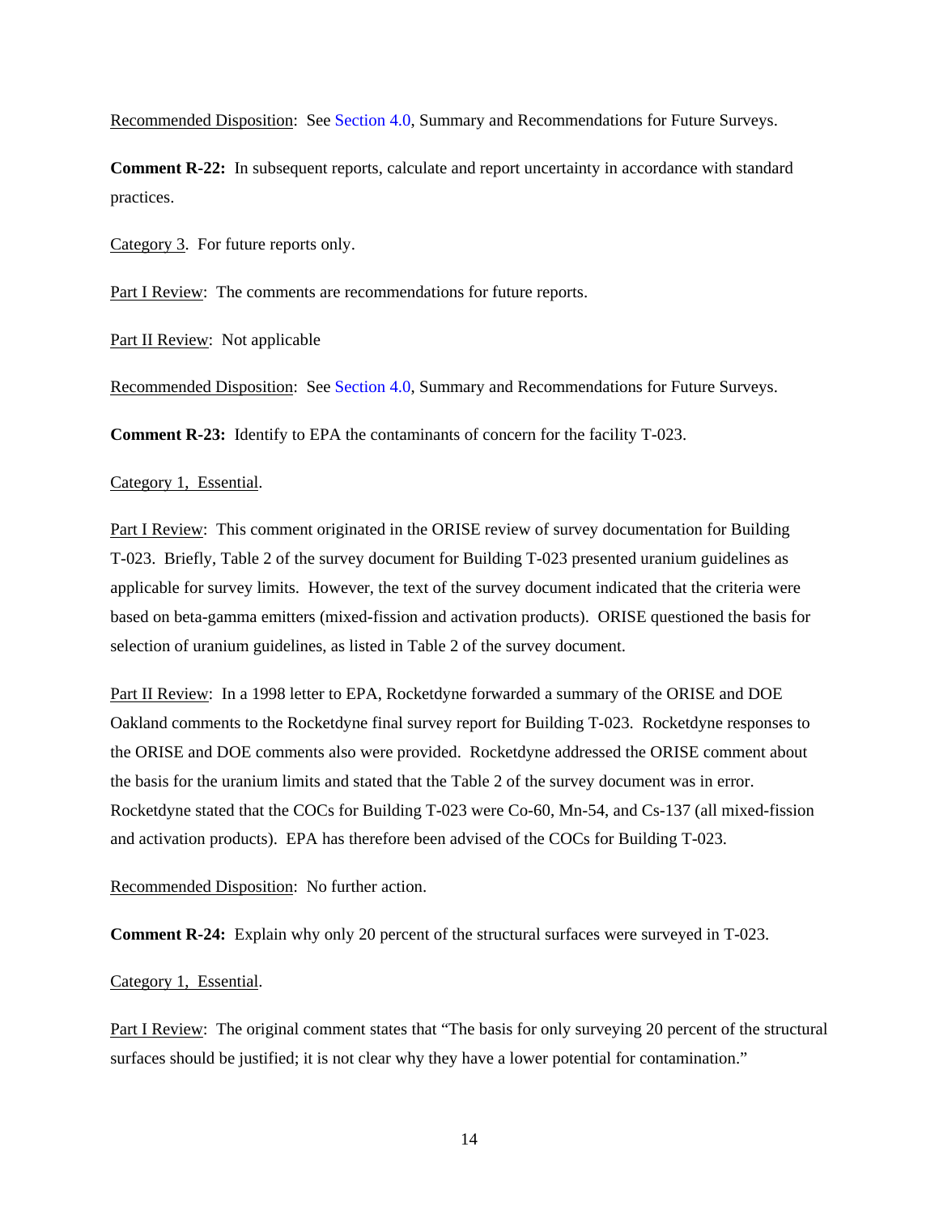Recommended Disposition: See Section 4.0, Summary and Recommendations for Future Surveys.

**Comment R-22:** In subsequent reports, calculate and report uncertainty in accordance with standard practices.

Category 3. For future reports only.

Part I Review: The comments are recommendations for future reports.

Part II Review: Not applicable

Recommended Disposition: See Section 4.0, Summary and Recommendations for Future Surveys.

**Comment R-23:** Identify to EPA the contaminants of concern for the facility T-023.

Category 1, Essential.

Part I Review: This comment originated in the ORISE review of survey documentation for Building T-023. Briefly, Table 2 of the survey document for Building T-023 presented uranium guidelines as applicable for survey limits. However, the text of the survey document indicated that the criteria were based on beta-gamma emitters (mixed-fission and activation products). ORISE questioned the basis for selection of uranium guidelines, as listed in Table 2 of the survey document.

Part II Review: In a 1998 letter to EPA, Rocketdyne forwarded a summary of the ORISE and DOE Oakland comments to the Rocketdyne final survey report for Building T-023. Rocketdyne responses to the ORISE and DOE comments also were provided. Rocketdyne addressed the ORISE comment about the basis for the uranium limits and stated that the Table 2 of the survey document was in error. Rocketdyne stated that the COCs for Building T-023 were Co-60, Mn-54, and Cs-137 (all mixed-fission and activation products). EPA has therefore been advised of the COCs for Building T-023.

Recommended Disposition: No further action.

**Comment R-24:** Explain why only 20 percent of the structural surfaces were surveyed in T-023.

Category 1, Essential.

Part I Review: The original comment states that "The basis for only surveying 20 percent of the structural surfaces should be justified; it is not clear why they have a lower potential for contamination."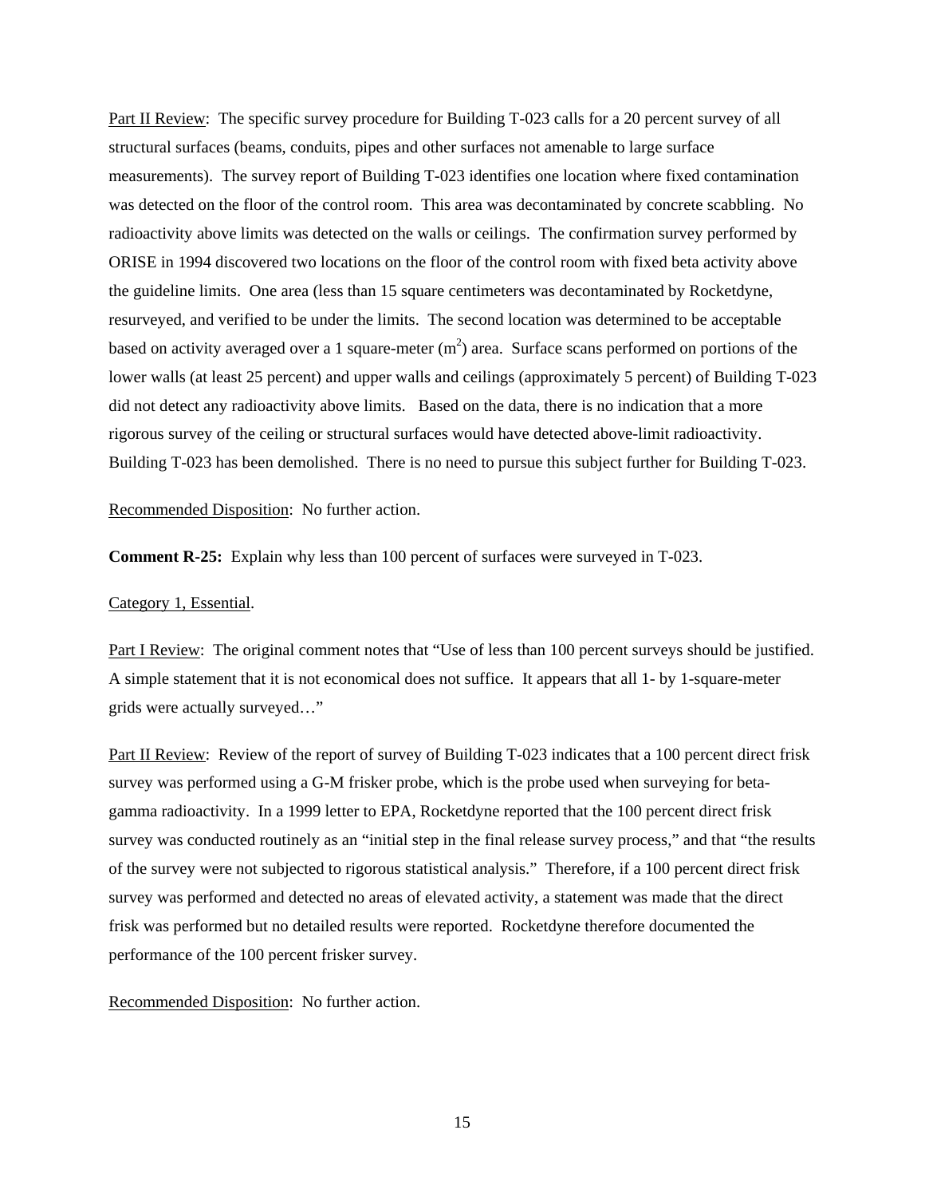Part II Review: The specific survey procedure for Building T-023 calls for a 20 percent survey of all structural surfaces (beams, conduits, pipes and other surfaces not amenable to large surface measurements). The survey report of Building T-023 identifies one location where fixed contamination was detected on the floor of the control room. This area was decontaminated by concrete scabbling. No radioactivity above limits was detected on the walls or ceilings. The confirmation survey performed by ORISE in 1994 discovered two locations on the floor of the control room with fixed beta activity above the guideline limits. One area (less than 15 square centimeters was decontaminated by Rocketdyne, resurveyed, and verified to be under the limits. The second location was determined to be acceptable based on activity averaged over a 1 square-meter ($m^2$) area. Surface scans performed on portions of the lower walls (at least 25 percent) and upper walls and ceilings (approximately 5 percent) of Building T-023 did not detect any radioactivity above limits. Based on the data, there is no indication that a more rigorous survey of the ceiling or structural surfaces would have detected above-limit radioactivity. Building T-023 has been demolished. There is no need to pursue this subject further for Building T-023.

Recommended Disposition: No further action.

**Comment R-25:** Explain why less than 100 percent of surfaces were surveyed in T-023.

Category 1, Essential.

Part I Review: The original comment notes that "Use of less than 100 percent surveys should be justified. A simple statement that it is not economical does not suffice. It appears that all 1- by 1-square-meter grids were actually surveyed…"

Part II Review: Review of the report of survey of Building T-023 indicates that a 100 percent direct frisk survey was performed using a G-M frisker probe, which is the probe used when surveying for beta-gamma radioactivity. In a 1999 letter to EPA, Rocketdyne reported that the 100 percent direct frisk survey was conducted routinely as an "initial step in the final release survey process," and that "the results of the survey were not subjected to rigorous statistical analysis." Therefore, if a 100 percent direct frisk survey was performed and detected no areas of elevated activity, a statement was made that the direct frisk was performed but no detailed results were reported. Rocketdyne therefore documented the performance of the 100 percent frisker survey.

Recommended Disposition: No further action.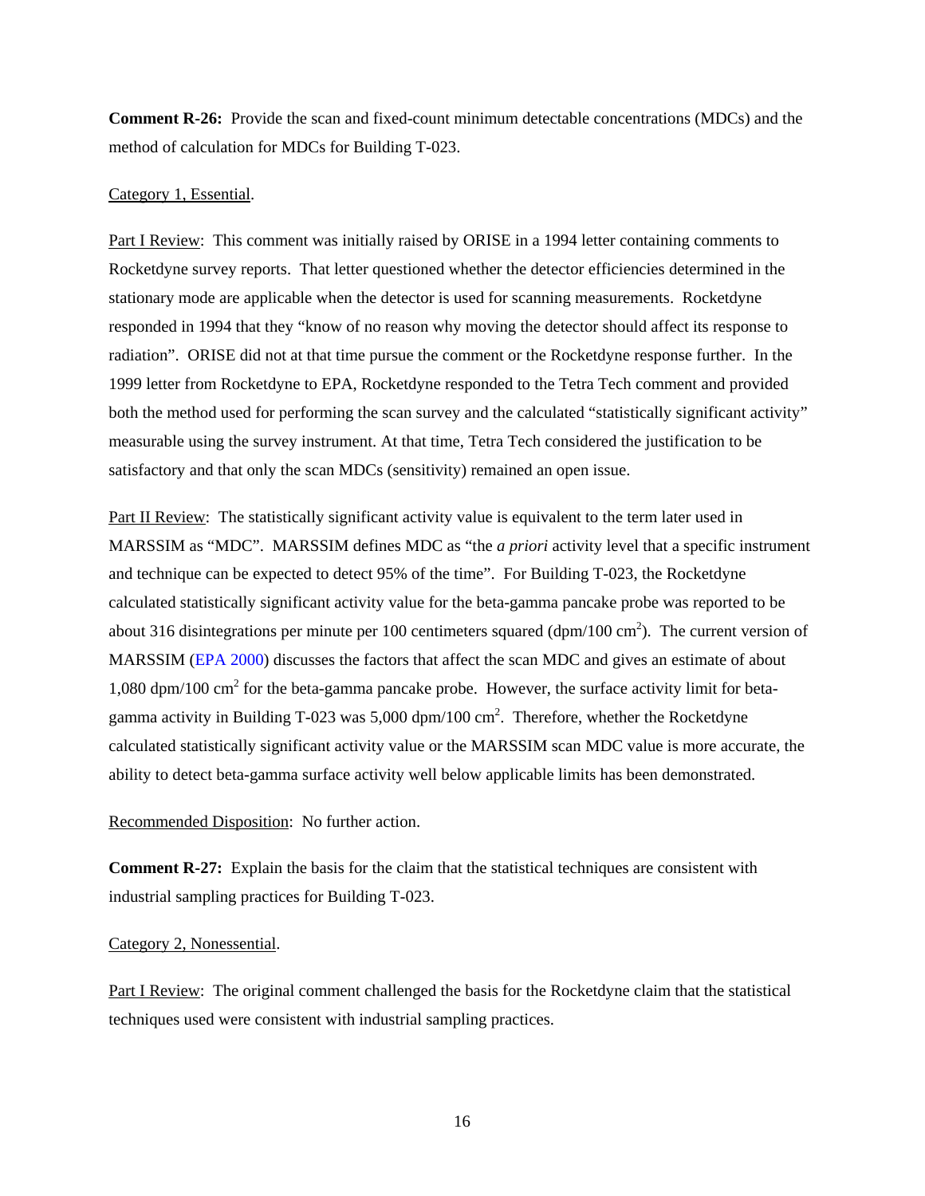**Comment R-26:** Provide the scan and fixed-count minimum detectable concentrations (MDCs) and the method of calculation for MDCs for Building T-023.

Category 1, Essential.

Part I Review: This comment was initially raised by ORISE in a 1994 letter containing comments to Rocketdyne survey reports. That letter questioned whether the detector efficiencies determined in the stationary mode are applicable when the detector is used for scanning measurements. Rocketdyne responded in 1994 that they "know of no reason why moving the detector should affect its response to radiation". ORISE did not at that time pursue the comment or the Rocketdyne response further. In the 1999 letter from Rocketdyne to EPA, Rocketdyne responded to the Tetra Tech comment and provided both the method used for performing the scan survey and the calculated "statistically significant activity" measurable using the survey instrument. At that time, Tetra Tech considered the justification to be satisfactory and that only the scan MDCs (sensitivity) remained an open issue.

Part II Review: The statistically significant activity value is equivalent to the term later used in MARSSIM as "MDC". MARSSIM defines MDC as "the *a priori* activity level that a specific instrument and technique can be expected to detect 95% of the time". For Building T-023, the Rocketdyne calculated statistically significant activity value for the beta-gamma pancake probe was reported to be about 316 disintegrations per minute per 100 centimeters squared (dpm/100 $cm^2$). The current version of MARSSIM (EPA 2000) discusses the factors that affect the scan MDC and gives an estimate of about 1,080 dpm/100 $cm^2$ for the beta-gamma pancake probe. However, the surface activity limit for beta-gamma activity in Building T-023 was 5,000 dpm/100 $cm^2$. Therefore, whether the Rocketdyne calculated statistically significant activity value or the MARSSIM scan MDC value is more accurate, the ability to detect beta-gamma surface activity well below applicable limits has been demonstrated.

Recommended Disposition: No further action.

**Comment R-27:** Explain the basis for the claim that the statistical techniques are consistent with industrial sampling practices for Building T-023.

Category 2, Nonessential.

Part I Review: The original comment challenged the basis for the Rocketdyne claim that the statistical techniques used were consistent with industrial sampling practices.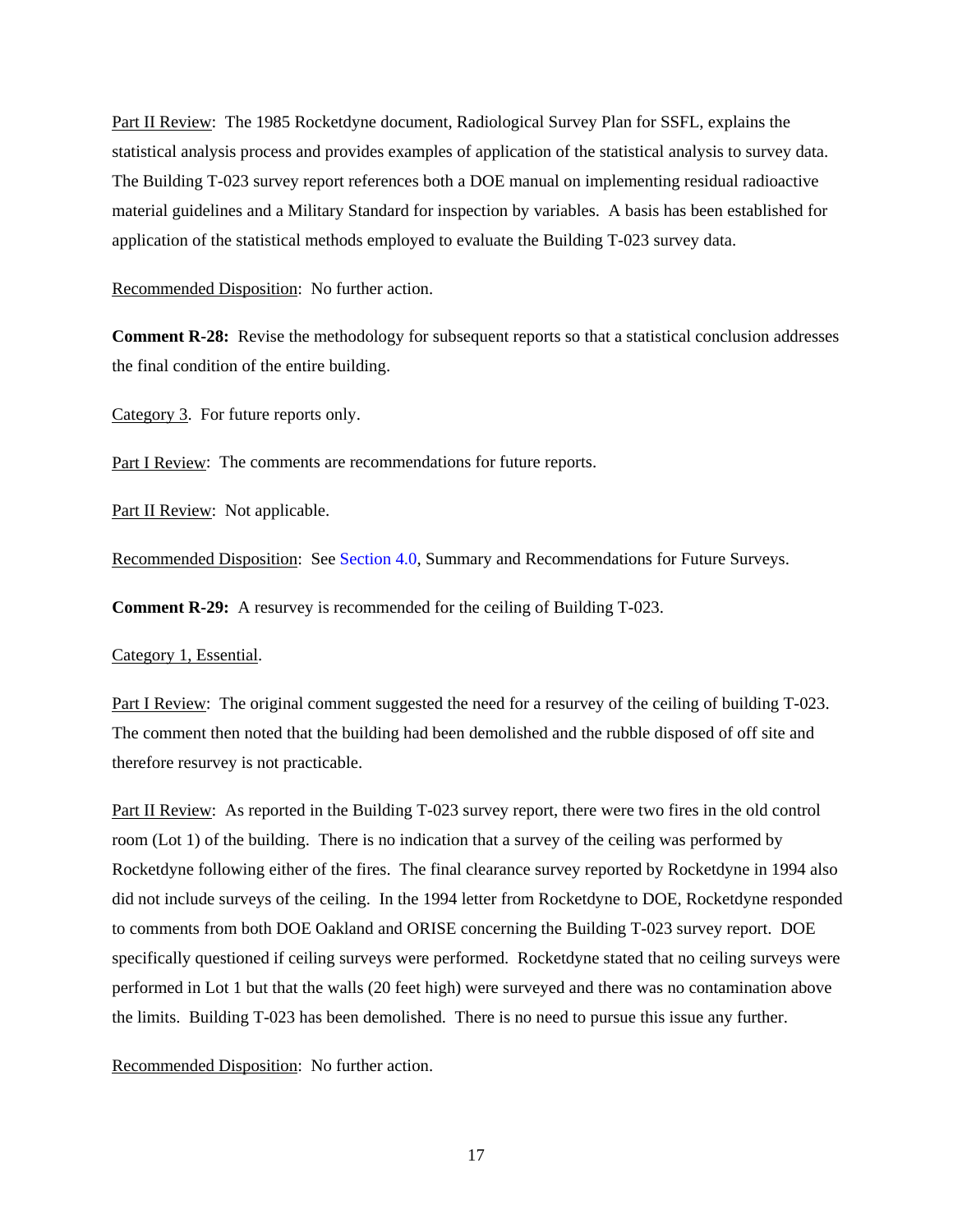Part II Review: The 1985 Rocketdyne document, Radiological Survey Plan for SSFL, explains the statistical analysis process and provides examples of application of the statistical analysis to survey data. The Building T-023 survey report references both a DOE manual on implementing residual radioactive material guidelines and a Military Standard for inspection by variables. A basis has been established for application of the statistical methods employed to evaluate the Building T-023 survey data.

Recommended Disposition: No further action.

**Comment R-28:** Revise the methodology for subsequent reports so that a statistical conclusion addresses the final condition of the entire building.

Category 3. For future reports only.

Part I Review: The comments are recommendations for future reports.

Part II Review: Not applicable.

Recommended Disposition: See Section 4.0, Summary and Recommendations for Future Surveys.

**Comment R-29:** A resurvey is recommended for the ceiling of Building T-023.

Category 1, Essential.

Part I Review: The original comment suggested the need for a resurvey of the ceiling of building T-023. The comment then noted that the building had been demolished and the rubble disposed of off site and therefore resurvey is not practicable.

Part II Review: As reported in the Building T-023 survey report, there were two fires in the old control room (Lot 1) of the building. There is no indication that a survey of the ceiling was performed by Rocketdyne following either of the fires. The final clearance survey reported by Rocketdyne in 1994 also did not include surveys of the ceiling. In the 1994 letter from Rocketdyne to DOE, Rocketdyne responded to comments from both DOE Oakland and ORISE concerning the Building T-023 survey report. DOE specifically questioned if ceiling surveys were performed. Rocketdyne stated that no ceiling surveys were performed in Lot 1 but that the walls (20 feet high) were surveyed and there was no contamination above the limits. Building T-023 has been demolished. There is no need to pursue this issue any further.

Recommended Disposition: No further action.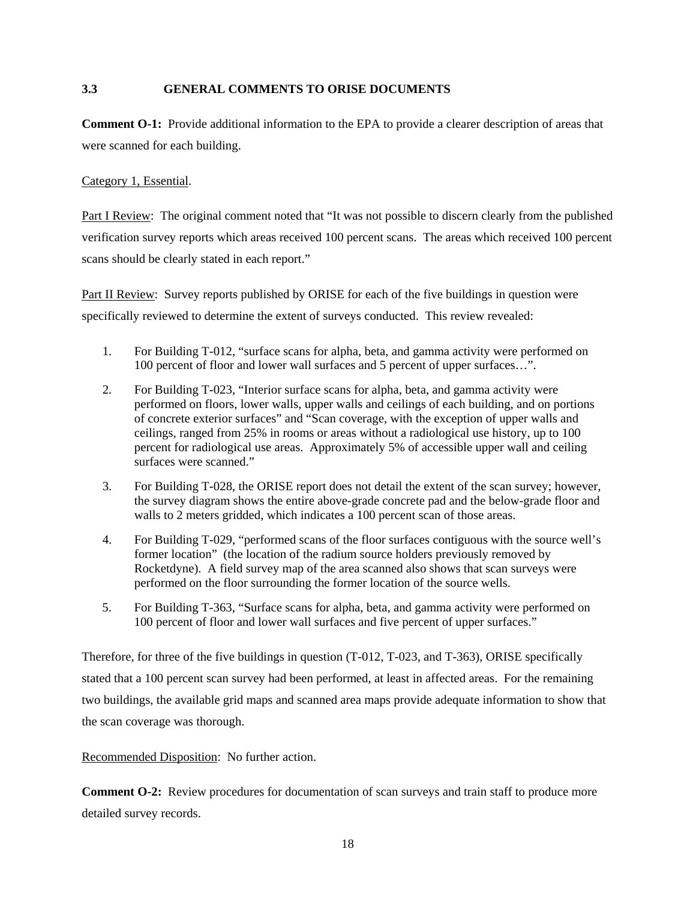### 3.3 GENERAL COMMENTS TO ORISE DOCUMENTS

**Comment O-1:** Provide additional information to the EPA to provide a clearer description of areas that were scanned for each building.

Category 1, Essential.

Part I Review: The original comment noted that "It was not possible to discern clearly from the published verification survey reports which areas received 100 percent scans. The areas which received 100 percent scans should be clearly stated in each report."

Part II Review: Survey reports published by ORISE for each of the five buildings in question were specifically reviewed to determine the extent of surveys conducted. This review revealed:

1. For Building T-012, "surface scans for alpha, beta, and gamma activity were performed on 100 percent of floor and lower wall surfaces and 5 percent of upper surfaces…".
2. For Building T-023, "Interior surface scans for alpha, beta, and gamma activity were performed on floors, lower walls, upper walls and ceilings of each building, and on portions of concrete exterior surfaces" and "Scan coverage, with the exception of upper walls and ceilings, ranged from 25% in rooms or areas without a radiological use history, up to 100 percent for radiological use areas. Approximately 5% of accessible upper wall and ceiling surfaces were scanned."
3. For Building T-028, the ORISE report does not detail the extent of the scan survey; however, the survey diagram shows the entire above-grade concrete pad and the below-grade floor and walls to 2 meters gridded, which indicates a 100 percent scan of those areas.
4. For Building T-029, "performed scans of the floor surfaces contiguous with the source well's former location" (the location of the radium source holders previously removed by Rocketdyne). A field survey map of the area scanned also shows that scan surveys were performed on the floor surrounding the former location of the source wells.
5. For Building T-363, "Surface scans for alpha, beta, and gamma activity were performed on 100 percent of floor and lower wall surfaces and five percent of upper surfaces."

Therefore, for three of the five buildings in question (T-012, T-023, and T-363), ORISE specifically stated that a 100 percent scan survey had been performed, at least in affected areas. For the remaining two buildings, the available grid maps and scanned area maps provide adequate information to show that the scan coverage was thorough.

Recommended Disposition: No further action.

**Comment O-2:** Review procedures for documentation of scan surveys and train staff to produce more detailed survey records.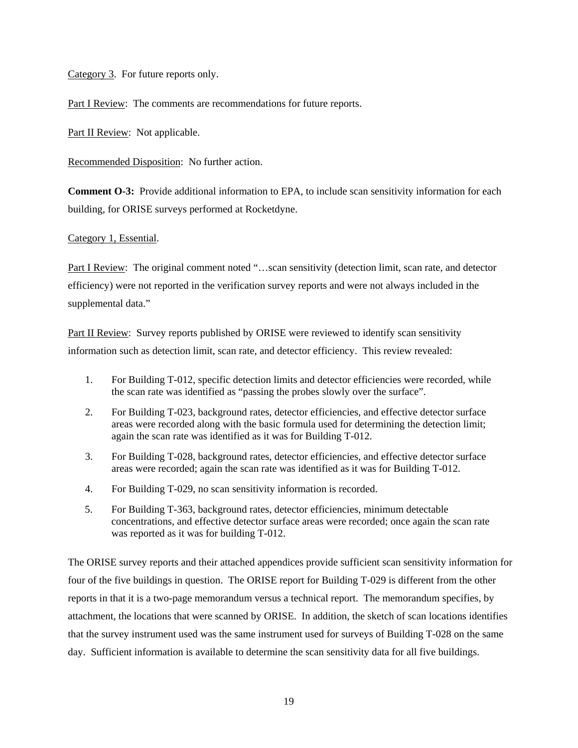Category 3. For future reports only.

Part I Review: The comments are recommendations for future reports.

Part II Review: Not applicable.

Recommended Disposition: No further action.

**Comment O-3:** Provide additional information to EPA, to include scan sensitivity information for each building, for ORISE surveys performed at Rocketdyne.

Category 1, Essential.

Part I Review: The original comment noted "…scan sensitivity (detection limit, scan rate, and detector efficiency) were not reported in the verification survey reports and were not always included in the supplemental data."

Part II Review: Survey reports published by ORISE were reviewed to identify scan sensitivity information such as detection limit, scan rate, and detector efficiency. This review revealed:

1. For Building T-012, specific detection limits and detector efficiencies were recorded, while the scan rate was identified as "passing the probes slowly over the surface".
2. For Building T-023, background rates, detector efficiencies, and effective detector surface areas were recorded along with the basic formula used for determining the detection limit; again the scan rate was identified as it was for Building T-012.
3. For Building T-028, background rates, detector efficiencies, and effective detector surface areas were recorded; again the scan rate was identified as it was for Building T-012.
4. For Building T-029, no scan sensitivity information is recorded.
5. For Building T-363, background rates, detector efficiencies, minimum detectable concentrations, and effective detector surface areas were recorded; once again the scan rate was reported as it was for building T-012.

The ORISE survey reports and their attached appendices provide sufficient scan sensitivity information for four of the five buildings in question. The ORISE report for Building T-029 is different from the other reports in that it is a two-page memorandum versus a technical report. The memorandum specifies, by attachment, the locations that were scanned by ORISE. In addition, the sketch of scan locations identifies that the survey instrument used was the same instrument used for surveys of Building T-028 on the same day. Sufficient information is available to determine the scan sensitivity data for all five buildings.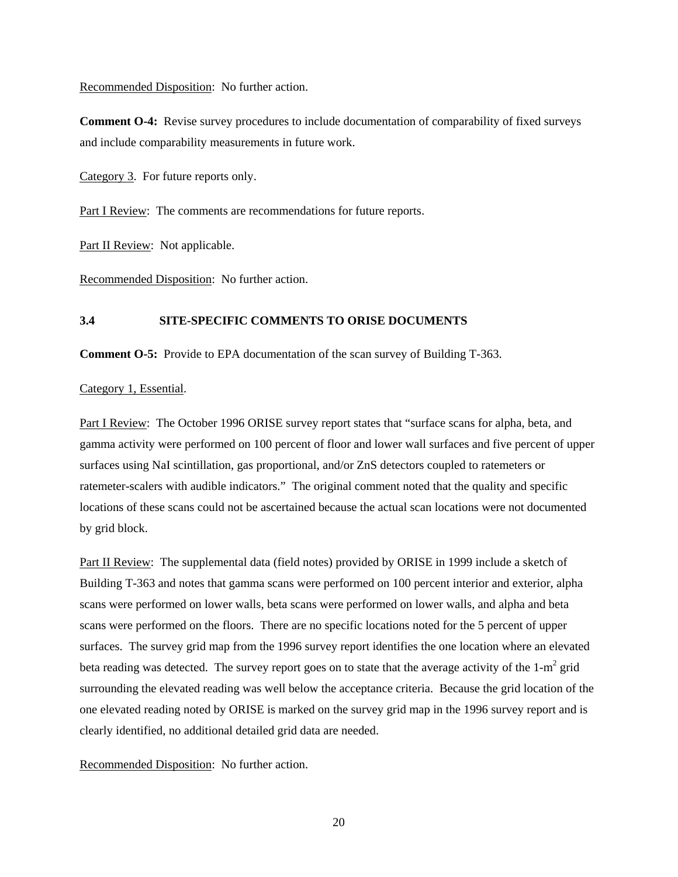Recommended Disposition: No further action.

**Comment O-4:** Revise survey procedures to include documentation of comparability of fixed surveys and include comparability measurements in future work.

Category 3. For future reports only.

Part I Review: The comments are recommendations for future reports.

Part II Review: Not applicable.

Recommended Disposition: No further action.

### 3.4 SITE-SPECIFIC COMMENTS TO ORISE DOCUMENTS

**Comment O-5:** Provide to EPA documentation of the scan survey of Building T-363.

Category 1, Essential.

Part I Review: The October 1996 ORISE survey report states that "surface scans for alpha, beta, and gamma activity were performed on 100 percent of floor and lower wall surfaces and five percent of upper surfaces using NaI scintillation, gas proportional, and/or ZnS detectors coupled to ratemeters or ratemeter-scalers with audible indicators." The original comment noted that the quality and specific locations of these scans could not be ascertained because the actual scan locations were not documented by grid block.

Part II Review: The supplemental data (field notes) provided by ORISE in 1999 include a sketch of Building T-363 and notes that gamma scans were performed on 100 percent interior and exterior, alpha scans were performed on lower walls, beta scans were performed on lower walls, and alpha and beta scans were performed on the floors. There are no specific locations noted for the 5 percent of upper surfaces. The survey grid map from the 1996 survey report identifies the one location where an elevated beta reading was detected. The survey report goes on to state that the average activity of the 1-$m^2$ grid surrounding the elevated reading was well below the acceptance criteria. Because the grid location of the one elevated reading noted by ORISE is marked on the survey grid map in the 1996 survey report and is clearly identified, no additional detailed grid data are needed.

Recommended Disposition: No further action.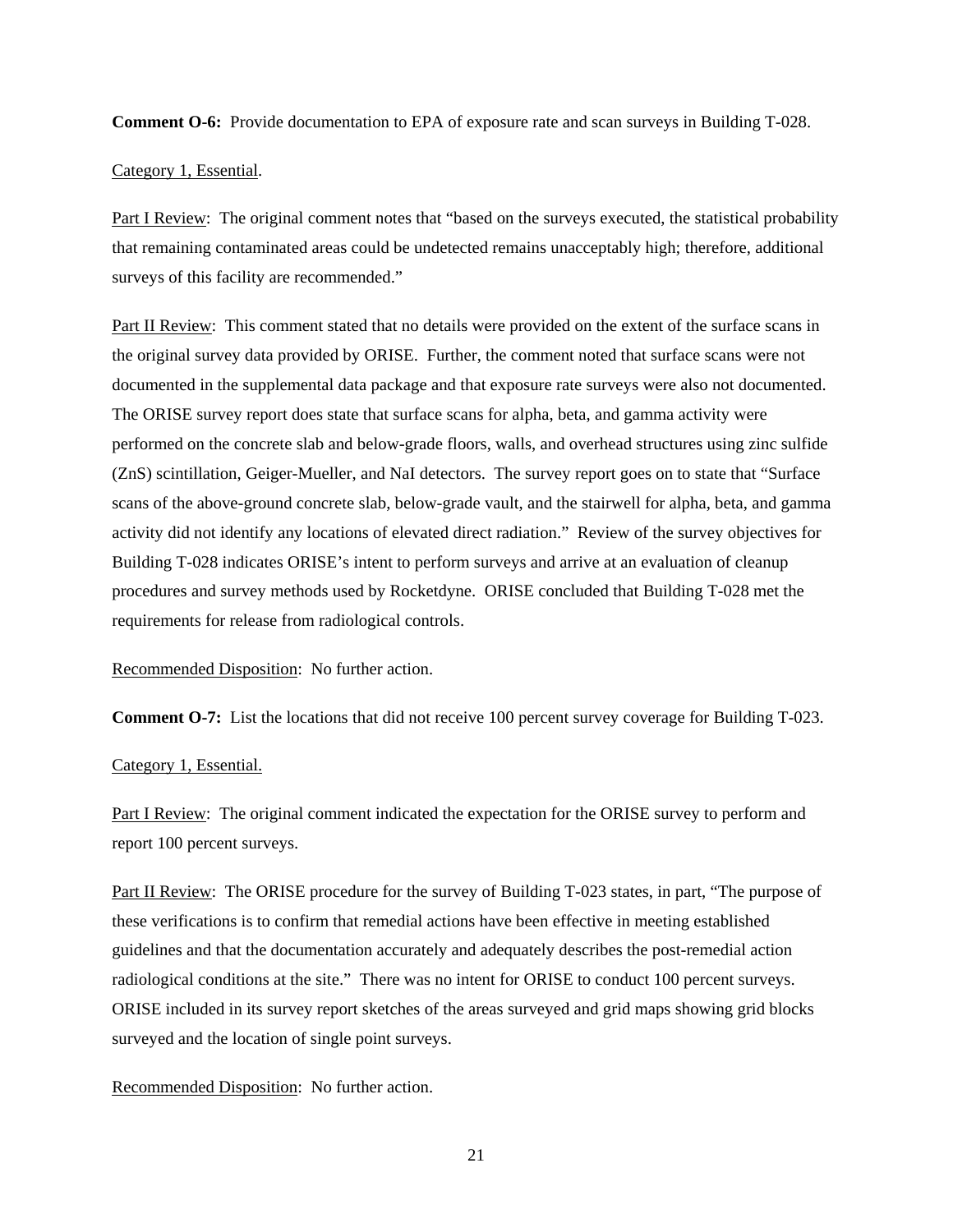**Comment O-6:** Provide documentation to EPA of exposure rate and scan surveys in Building T-028.

Category 1, Essential.

Part I Review: The original comment notes that "based on the surveys executed, the statistical probability that remaining contaminated areas could be undetected remains unacceptably high; therefore, additional surveys of this facility are recommended."

Part II Review: This comment stated that no details were provided on the extent of the surface scans in the original survey data provided by ORISE. Further, the comment noted that surface scans were not documented in the supplemental data package and that exposure rate surveys were also not documented. The ORISE survey report does state that surface scans for alpha, beta, and gamma activity were performed on the concrete slab and below-grade floors, walls, and overhead structures using zinc sulfide (ZnS) scintillation, Geiger-Mueller, and NaI detectors. The survey report goes on to state that "Surface scans of the above-ground concrete slab, below-grade vault, and the stairwell for alpha, beta, and gamma activity did not identify any locations of elevated direct radiation." Review of the survey objectives for Building T-028 indicates ORISE's intent to perform surveys and arrive at an evaluation of cleanup procedures and survey methods used by Rocketdyne. ORISE concluded that Building T-028 met the requirements for release from radiological controls.

Recommended Disposition: No further action.

**Comment O-7:** List the locations that did not receive 100 percent survey coverage for Building T-023.

Category 1, Essential.

Part I Review: The original comment indicated the expectation for the ORISE survey to perform and report 100 percent surveys.

Part II Review: The ORISE procedure for the survey of Building T-023 states, in part, "The purpose of these verifications is to confirm that remedial actions have been effective in meeting established guidelines and that the documentation accurately and adequately describes the post-remedial action radiological conditions at the site." There was no intent for ORISE to conduct 100 percent surveys. ORISE included in its survey report sketches of the areas surveyed and grid maps showing grid blocks surveyed and the location of single point surveys.

Recommended Disposition: No further action.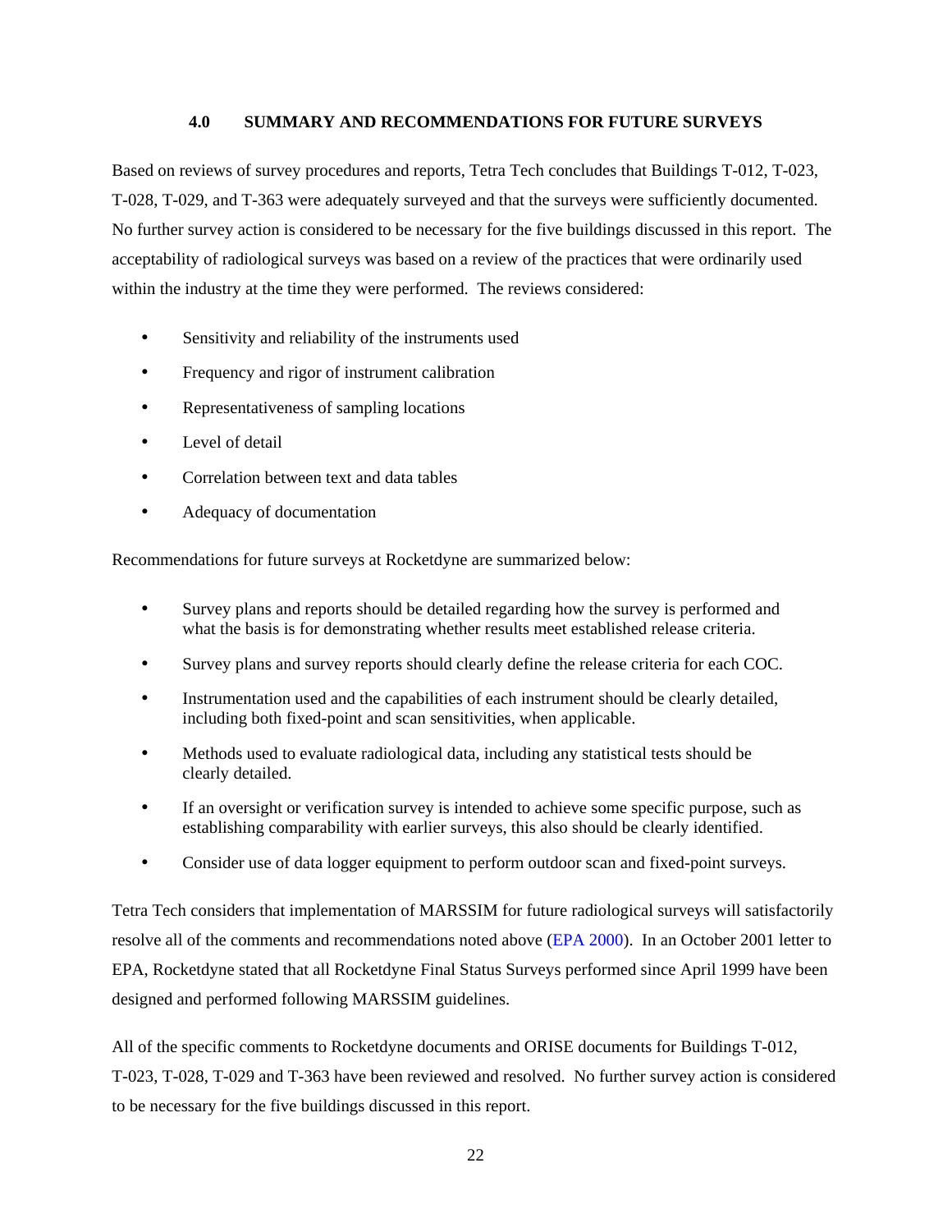## 4.0 SUMMARY AND RECOMMENDATIONS FOR FUTURE SURVEYS

Based on reviews of survey procedures and reports, Tetra Tech concludes that Buildings T-012, T-023, T-028, T-029, and T-363 were adequately surveyed and that the surveys were sufficiently documented. No further survey action is considered to be necessary for the five buildings discussed in this report. The acceptability of radiological surveys was based on a review of the practices that were ordinarily used within the industry at the time they were performed. The reviews considered:

- Sensitivity and reliability of the instruments used
- Frequency and rigor of instrument calibration
- Representativeness of sampling locations
- Level of detail
- Correlation between text and data tables
- Adequacy of documentation

Recommendations for future surveys at Rocketdyne are summarized below:

- Survey plans and reports should be detailed regarding how the survey is performed and what the basis is for demonstrating whether results meet established release criteria.
- Survey plans and survey reports should clearly define the release criteria for each COC.
- Instrumentation used and the capabilities of each instrument should be clearly detailed, including both fixed-point and scan sensitivities, when applicable.
- Methods used to evaluate radiological data, including any statistical tests should be clearly detailed.
- If an oversight or verification survey is intended to achieve some specific purpose, such as establishing comparability with earlier surveys, this also should be clearly identified.
- Consider use of data logger equipment to perform outdoor scan and fixed-point surveys.

Tetra Tech considers that implementation of MARSSIM for future radiological surveys will satisfactorily resolve all of the comments and recommendations noted above (EPA 2000). In an October 2001 letter to EPA, Rocketdyne stated that all Rocketdyne Final Status Surveys performed since April 1999 have been designed and performed following MARSSIM guidelines.

All of the specific comments to Rocketdyne documents and ORISE documents for Buildings T-012, T-023, T-028, T-029 and T-363 have been reviewed and resolved. No further survey action is considered to be necessary for the five buildings discussed in this report.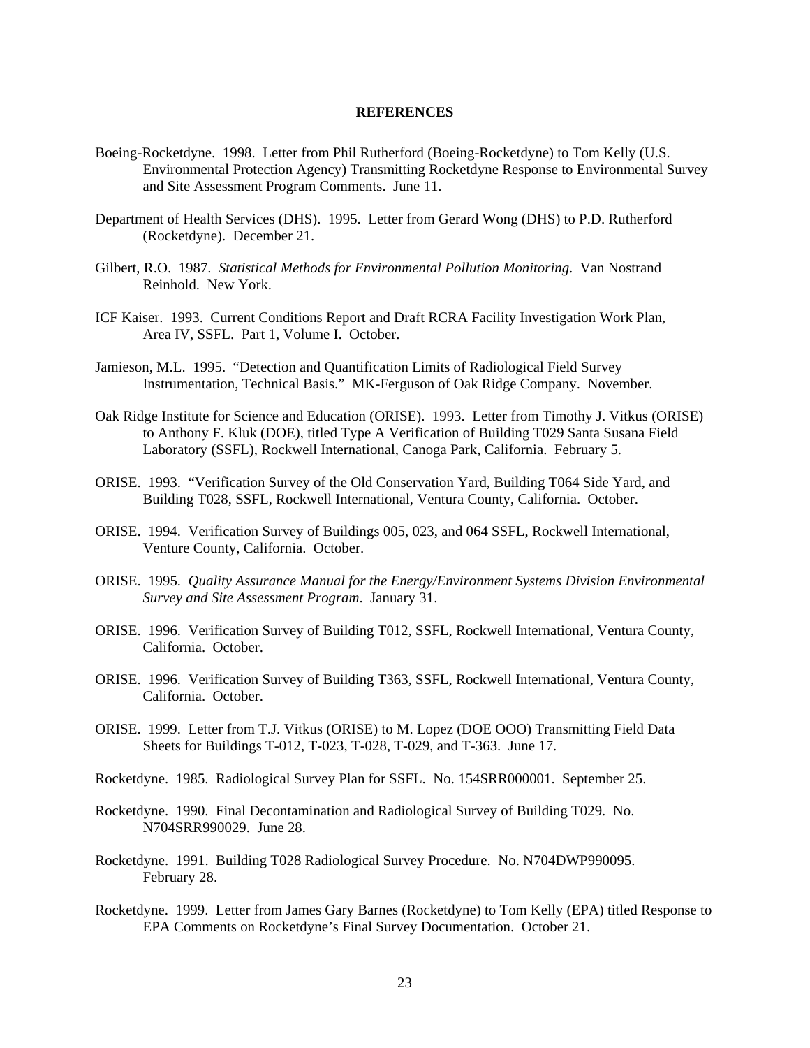# REFERENCES

Boeing-Rocketdyne. 1998. Letter from Phil Rutherford (Boeing-Rocketdyne) to Tom Kelly (U.S. Environmental Protection Agency) Transmitting Rocketdyne Response to Environmental Survey and Site Assessment Program Comments. June 11.

Department of Health Services (DHS). 1995. Letter from Gerard Wong (DHS) to P.D. Rutherford (Rocketdyne). December 21.

Gilbert, R.O. 1987. *Statistical Methods for Environmental Pollution Monitoring*. Van Nostrand Reinhold. New York.

ICF Kaiser. 1993. Current Conditions Report and Draft RCRA Facility Investigation Work Plan, Area IV, SSFL. Part 1, Volume I. October.

Jamieson, M.L. 1995. "Detection and Quantification Limits of Radiological Field Survey Instrumentation, Technical Basis." MK-Ferguson of Oak Ridge Company. November.

Oak Ridge Institute for Science and Education (ORISE). 1993. Letter from Timothy J. Vitkus (ORISE) to Anthony F. Kluk (DOE), titled Type A Verification of Building T029 Santa Susana Field Laboratory (SSFL), Rockwell International, Canoga Park, California. February 5.

ORISE. 1993. "Verification Survey of the Old Conservation Yard, Building T064 Side Yard, and Building T028, SSFL, Rockwell International, Ventura County, California. October.

ORISE. 1994. Verification Survey of Buildings 005, 023, and 064 SSFL, Rockwell International, Venture County, California. October.

ORISE. 1995. *Quality Assurance Manual for the Energy/Environment Systems Division Environmental Survey and Site Assessment Program*. January 31.

ORISE. 1996. Verification Survey of Building T012, SSFL, Rockwell International, Ventura County, California. October.

ORISE. 1996. Verification Survey of Building T363, SSFL, Rockwell International, Ventura County, California. October.

ORISE. 1999. Letter from T.J. Vitkus (ORISE) to M. Lopez (DOE OOO) Transmitting Field Data Sheets for Buildings T-012, T-023, T-028, T-029, and T-363. June 17.

Rocketdyne. 1985. Radiological Survey Plan for SSFL. No. 154SRR000001. September 25.

Rocketdyne. 1990. Final Decontamination and Radiological Survey of Building T029. No. N704SRR990029. June 28.

Rocketdyne. 1991. Building T028 Radiological Survey Procedure. No. N704DWP990095. February 28.

Rocketdyne. 1999. Letter from James Gary Barnes (Rocketdyne) to Tom Kelly (EPA) titled Response to EPA Comments on Rocketdyne's Final Survey Documentation. October 21.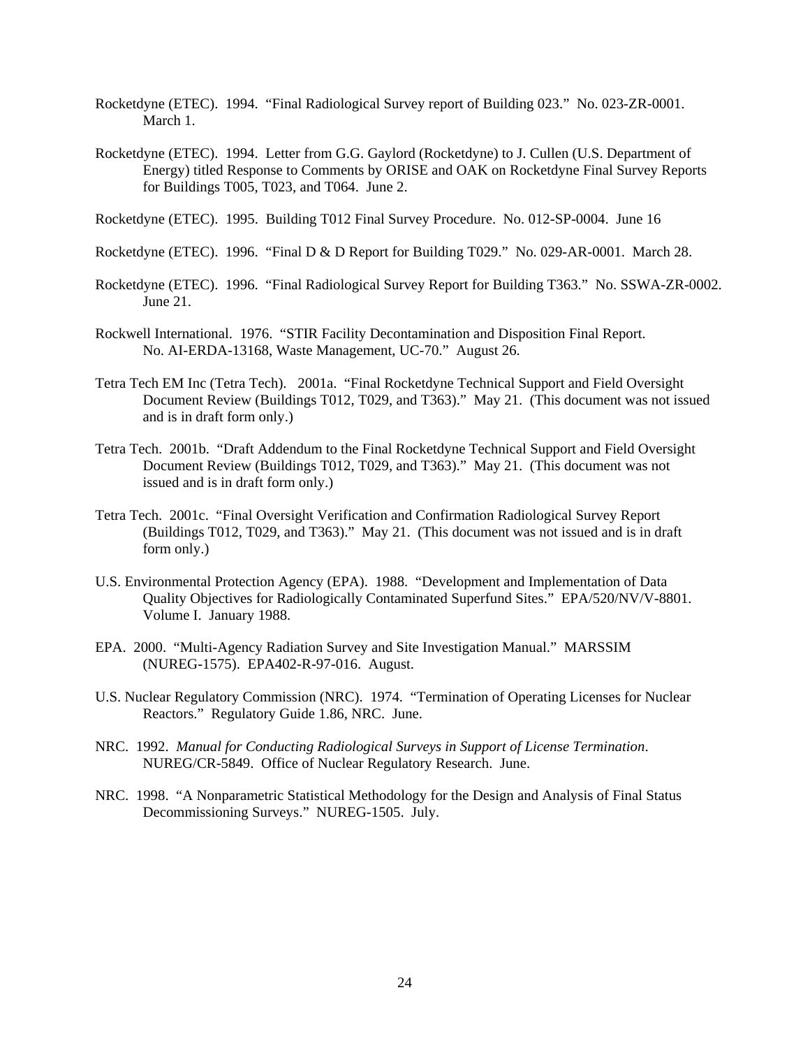Rocketdyne (ETEC). 1994. "Final Radiological Survey report of Building 023." No. 023-ZR-0001. March 1.

Rocketdyne (ETEC). 1994. Letter from G.G. Gaylord (Rocketdyne) to J. Cullen (U.S. Department of Energy) titled Response to Comments by ORISE and OAK on Rocketdyne Final Survey Reports for Buildings T005, T023, and T064. June 2.

Rocketdyne (ETEC). 1995. Building T012 Final Survey Procedure. No. 012-SP-0004. June 16

Rocketdyne (ETEC). 1996. "Final D & D Report for Building T029." No. 029-AR-0001. March 28.

Rocketdyne (ETEC). 1996. "Final Radiological Survey Report for Building T363." No. SSWA-ZR-0002. June 21.

Rockwell International. 1976. "STIR Facility Decontamination and Disposition Final Report. No. AI-ERDA-13168, Waste Management, UC-70." August 26.

Tetra Tech EM Inc (Tetra Tech). 2001a. "Final Rocketdyne Technical Support and Field Oversight Document Review (Buildings T012, T029, and T363)." May 21. (This document was not issued and is in draft form only.)

Tetra Tech. 2001b. "Draft Addendum to the Final Rocketdyne Technical Support and Field Oversight Document Review (Buildings T012, T029, and T363)." May 21. (This document was not issued and is in draft form only.)

Tetra Tech. 2001c. "Final Oversight Verification and Confirmation Radiological Survey Report (Buildings T012, T029, and T363)." May 21. (This document was not issued and is in draft form only.)

U.S. Environmental Protection Agency (EPA). 1988. "Development and Implementation of Data Quality Objectives for Radiologically Contaminated Superfund Sites." EPA/520/NV/V-8801. Volume I. January 1988.

EPA. 2000. "Multi-Agency Radiation Survey and Site Investigation Manual." MARSSIM (NUREG-1575). EPA402-R-97-016. August.

U.S. Nuclear Regulatory Commission (NRC). 1974. "Termination of Operating Licenses for Nuclear Reactors." Regulatory Guide 1.86, NRC. June.

NRC. 1992. *Manual for Conducting Radiological Surveys in Support of License Termination*. NUREG/CR-5849. Office of Nuclear Regulatory Research. June.

NRC. 1998. "A Nonparametric Statistical Methodology for the Design and Analysis of Final Status Decommissioning Surveys." NUREG-1505. July.